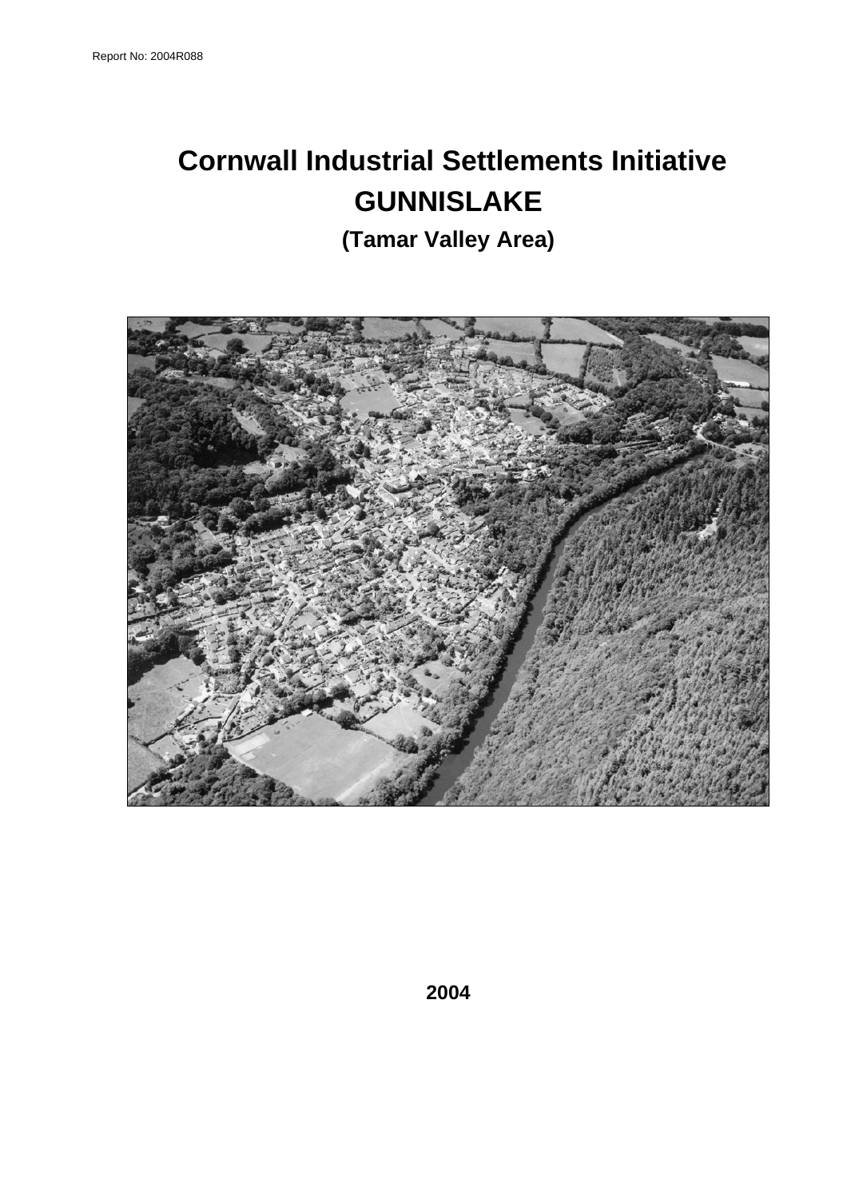Report No: 2004R088

# Cornwall Industrial Settlements Initiative
# GUNNISLAKE
## (Tamar Valley Area)

**2004**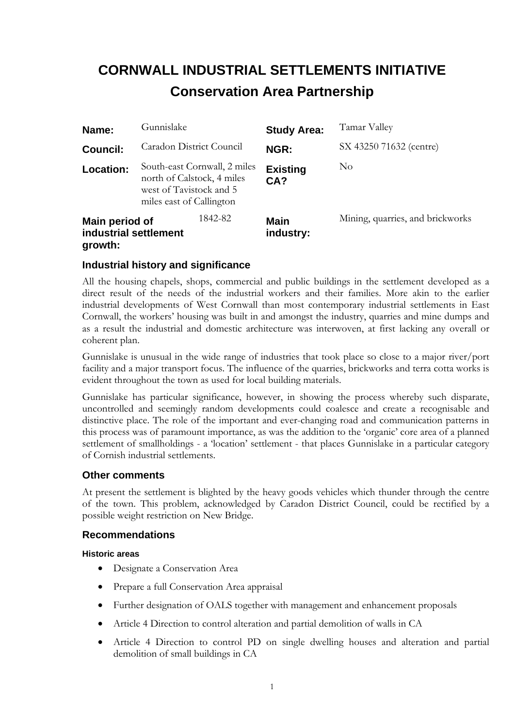# CORNWALL INDUSTRIAL SETTLEMENTS INITIATIVE

## Conservation Area Partnership

| | | | |
|---|---|---|---|
| **Name:** | Gunnislake | **Study Area:** | Tamar Valley |
| **Council:** | Caradon District Council | **NGR:** | SX 43250 71632 (centre) |
| **Location:** | South-east Cornwall, 2 miles north of Calstock, 4 miles west of Tavistock and 5 miles east of Callington | **Existing CA?** | No |
| **Main period of industrial settlement growth:** | 1842-82 | **Main industry:** | Mining, quarries, and brickworks |

### Industrial history and significance

All the housing chapels, shops, commercial and public buildings in the settlement developed as a direct result of the needs of the industrial workers and their families. More akin to the earlier industrial developments of West Cornwall than most contemporary industrial settlements in East Cornwall, the workers' housing was built in and amongst the industry, quarries and mine dumps and as a result the industrial and domestic architecture was interwoven, at first lacking any overall or coherent plan.

Gunnislake is unusual in the wide range of industries that took place so close to a major river/port facility and a major transport focus. The influence of the quarries, brickworks and terra cotta works is evident throughout the town as used for local building materials.

Gunnislake has particular significance, however, in showing the process whereby such disparate, uncontrolled and seemingly random developments could coalesce and create a recognisable and distinctive place. The role of the important and ever-changing road and communication patterns in this process was of paramount importance, as was the addition to the 'organic' core area of a planned settlement of smallholdings - a 'location' settlement - that places Gunnislake in a particular category of Cornish industrial settlements.

### Other comments

At present the settlement is blighted by the heavy goods vehicles which thunder through the centre of the town. This problem, acknowledged by Caradon District Council, could be rectified by a possible weight restriction on New Bridge.

### Recommendations

#### Historic areas

- Designate a Conservation Area
- Prepare a full Conservation Area appraisal
- Further designation of OALS together with management and enhancement proposals
- Article 4 Direction to control alteration and partial demolition of walls in CA
- Article 4 Direction to control PD on single dwelling houses and alteration and partial demolition of small buildings in CA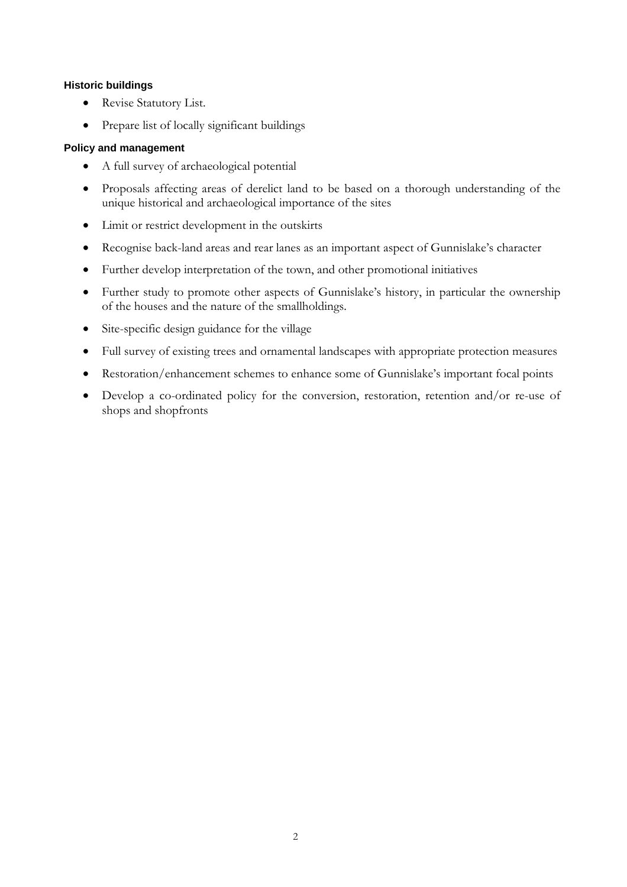### Historic buildings

- Revise Statutory List.
- Prepare list of locally significant buildings

### Policy and management

- A full survey of archaeological potential
- Proposals affecting areas of derelict land to be based on a thorough understanding of the unique historical and archaeological importance of the sites
- Limit or restrict development in the outskirts
- Recognise back-land areas and rear lanes as an important aspect of Gunnislake's character
- Further develop interpretation of the town, and other promotional initiatives
- Further study to promote other aspects of Gunnislake's history, in particular the ownership of the houses and the nature of the smallholdings.
- Site-specific design guidance for the village
- Full survey of existing trees and ornamental landscapes with appropriate protection measures
- Restoration/enhancement schemes to enhance some of Gunnislake's important focal points
- Develop a co-ordinated policy for the conversion, restoration, retention and/or re-use of shops and shopfronts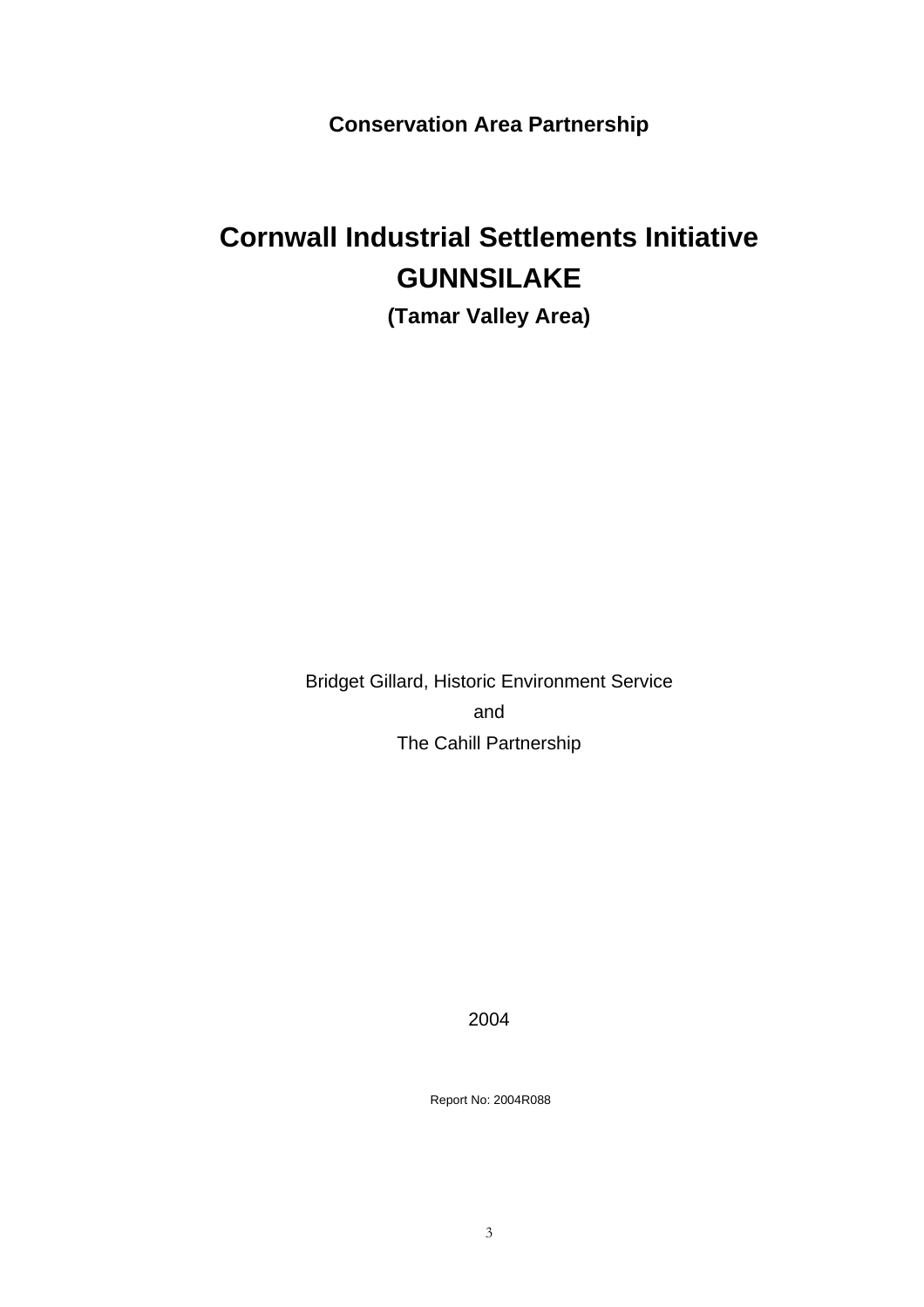**Conservation Area Partnership**

# Cornwall Industrial Settlements Initiative
# GUNNSILAKE
### (Tamar Valley Area)

Bridget Gillard, Historic Environment Service

and

The Cahill Partnership

2004

Report No: 2004R088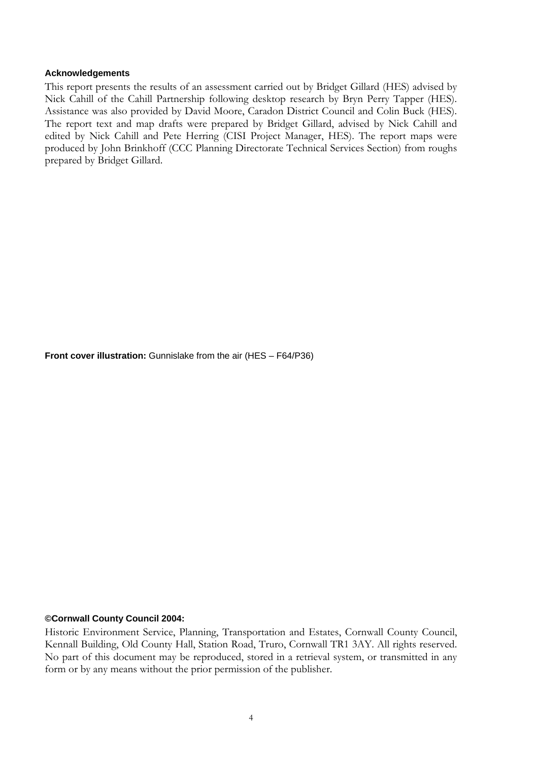**Acknowledgements**

This report presents the results of an assessment carried out by Bridget Gillard (HES) advised by Nick Cahill of the Cahill Partnership following desktop research by Bryn Perry Tapper (HES). Assistance was also provided by David Moore, Caradon District Council and Colin Buck (HES). The report text and map drafts were prepared by Bridget Gillard, advised by Nick Cahill and edited by Nick Cahill and Pete Herring (CISI Project Manager, HES). The report maps were produced by John Brinkhoff (CCC Planning Directorate Technical Services Section) from roughs prepared by Bridget Gillard.

**Front cover illustration:** Gunnislake from the air (HES – F64/P36)

**©Cornwall County Council 2004:**

Historic Environment Service, Planning, Transportation and Estates, Cornwall County Council, Kennall Building, Old County Hall, Station Road, Truro, Cornwall TR1 3AY. All rights reserved. No part of this document may be reproduced, stored in a retrieval system, or transmitted in any form or by any means without the prior permission of the publisher.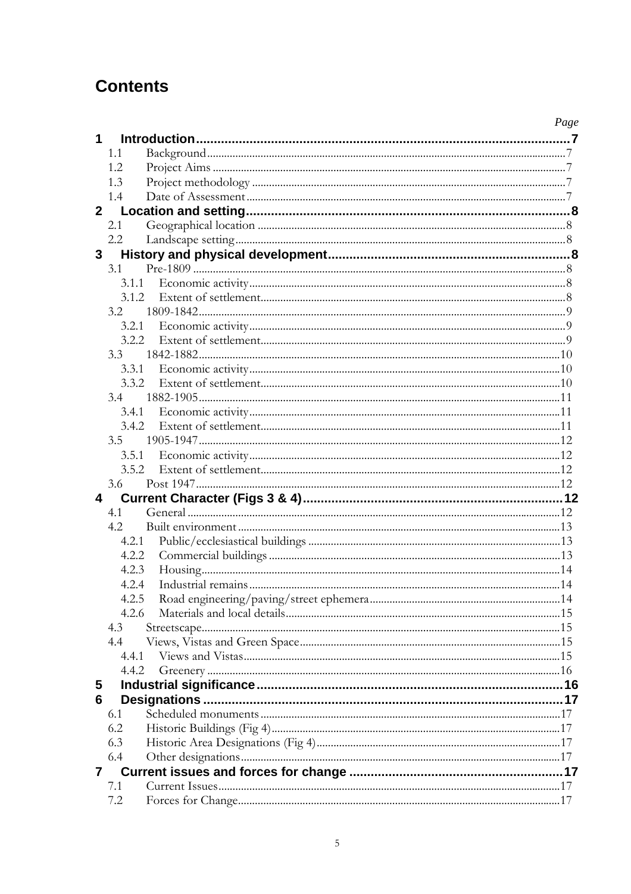# Contents

*Page*

**1 Introduction** .......... **7**

- 1.1 Background .......... 7
- 1.2 Project Aims .......... 7
- 1.3 Project methodology .......... 7
- 1.4 Date of Assessment .......... 7

**2 Location and setting** .......... **8**

- 2.1 Geographical location .......... 8
- 2.2 Landscape setting .......... 8

**3 History and physical development** .......... **8**

- 3.1 Pre-1809 .......... 8
  - 3.1.1 Economic activity .......... 8
  - 3.1.2 Extent of settlement .......... 8
- 3.2 1809-1842 .......... 9
  - 3.2.1 Economic activity .......... 9
  - 3.2.2 Extent of settlement .......... 9
- 3.3 1842-1882 .......... 10
  - 3.3.1 Economic activity .......... 10
  - 3.3.2 Extent of settlement .......... 10
- 3.4 1882-1905 .......... 11
  - 3.4.1 Economic activity .......... 11
  - 3.4.2 Extent of settlement .......... 11
- 3.5 1905-1947 .......... 12
  - 3.5.1 Economic activity .......... 12
  - 3.5.2 Extent of settlement .......... 12
- 3.6 Post 1947 .......... 12

**4 Current Character (Figs 3 & 4)** .......... **12**

- 4.1 General .......... 12
- 4.2 Built environment .......... 13
  - 4.2.1 Public/ecclesiastical buildings .......... 13
  - 4.2.2 Commercial buildings .......... 13
  - 4.2.3 Housing .......... 14
  - 4.2.4 Industrial remains .......... 14
  - 4.2.5 Road engineering/paving/street ephemera .......... 14
  - 4.2.6 Materials and local details .......... 15
- 4.3 Streetscape .......... 15
- 4.4 Views, Vistas and Green Space .......... 15
  - 4.4.1 Views and Vistas .......... 15
  - 4.4.2 Greenery .......... 16

**5 Industrial significance** .......... **16**

**6 Designations** .......... **17**

- 6.1 Scheduled monuments .......... 17
- 6.2 Historic Buildings (Fig 4) .......... 17
- 6.3 Historic Area Designations (Fig 4) .......... 17
- 6.4 Other designations .......... 17

**7 Current issues and forces for change** .......... **17**

- 7.1 Current Issues .......... 17
- 7.2 Forces for Change .......... 17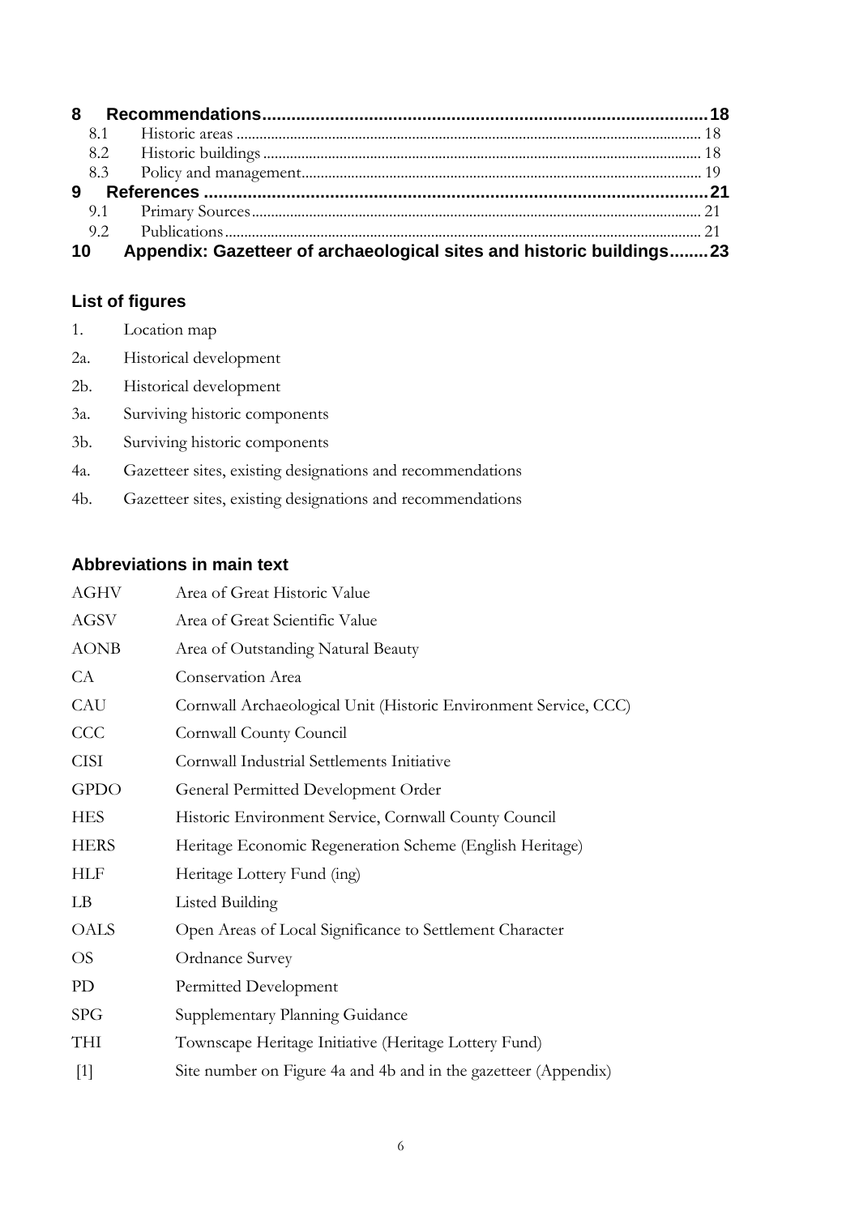**8 Recommendations........................................................................................18**

8.1 Historic areas ........................................................................................................ 18

8.2 Historic buildings .................................................................................................. 18

8.3 Policy and management......................................................................................... 19

**9 References ........................................................................................................21**

9.1 Primary Sources..................................................................................................... 21

9.2 Publications............................................................................................................ 21

**10 Appendix: Gazetteer of archaeological sites and historic buildings........23**

### List of figures

1. Location map
2a. Historical development
2b. Historical development
3a. Surviving historic components
3b. Surviving historic components
4a. Gazetteer sites, existing designations and recommendations
4b. Gazetteer sites, existing designations and recommendations

### Abbreviations in main text

| | |
|---|---|
| AGHV | Area of Great Historic Value |
| AGSV | Area of Great Scientific Value |
| AONB | Area of Outstanding Natural Beauty |
| CA | Conservation Area |
| CAU | Cornwall Archaeological Unit (Historic Environment Service, CCC) |
| CCC | Cornwall County Council |
| CISI | Cornwall Industrial Settlements Initiative |
| GPDO | General Permitted Development Order |
| HES | Historic Environment Service, Cornwall County Council |
| HERS | Heritage Economic Regeneration Scheme (English Heritage) |
| HLF | Heritage Lottery Fund (ing) |
| LB | Listed Building |
| OALS | Open Areas of Local Significance to Settlement Character |
| OS | Ordnance Survey |
| PD | Permitted Development |
| SPG | Supplementary Planning Guidance |
| THI | Townscape Heritage Initiative (Heritage Lottery Fund) |
| [1] | Site number on Figure 4a and 4b and in the gazetteer (Appendix) |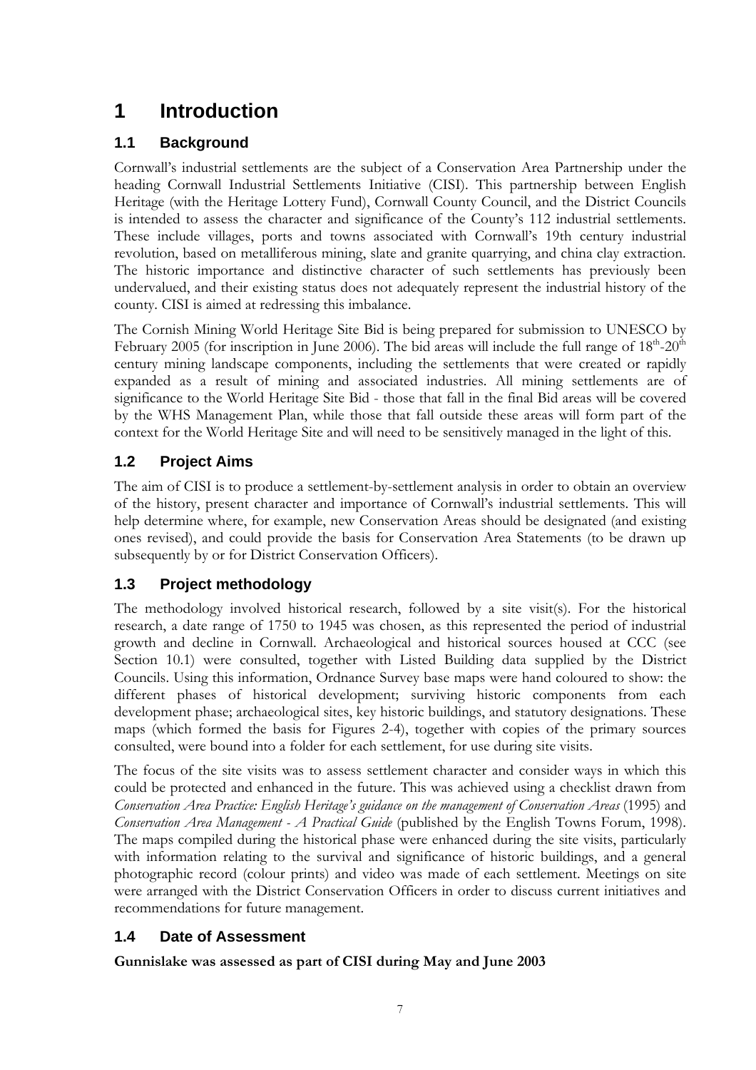# 1 Introduction

## 1.1 Background

Cornwall's industrial settlements are the subject of a Conservation Area Partnership under the heading Cornwall Industrial Settlements Initiative (CISI). This partnership between English Heritage (with the Heritage Lottery Fund), Cornwall County Council, and the District Councils is intended to assess the character and significance of the County's 112 industrial settlements. These include villages, ports and towns associated with Cornwall's 19th century industrial revolution, based on metalliferous mining, slate and granite quarrying, and china clay extraction. The historic importance and distinctive character of such settlements has previously been undervalued, and their existing status does not adequately represent the industrial history of the county. CISI is aimed at redressing this imbalance.

The Cornish Mining World Heritage Site Bid is being prepared for submission to UNESCO by February 2005 (for inscription in June 2006). The bid areas will include the full range of 18th-20th century mining landscape components, including the settlements that were created or rapidly expanded as a result of mining and associated industries. All mining settlements are of significance to the World Heritage Site Bid - those that fall in the final Bid areas will be covered by the WHS Management Plan, while those that fall outside these areas will form part of the context for the World Heritage Site and will need to be sensitively managed in the light of this.

## 1.2 Project Aims

The aim of CISI is to produce a settlement-by-settlement analysis in order to obtain an overview of the history, present character and importance of Cornwall's industrial settlements. This will help determine where, for example, new Conservation Areas should be designated (and existing ones revised), and could provide the basis for Conservation Area Statements (to be drawn up subsequently by or for District Conservation Officers).

## 1.3 Project methodology

The methodology involved historical research, followed by a site visit(s). For the historical research, a date range of 1750 to 1945 was chosen, as this represented the period of industrial growth and decline in Cornwall. Archaeological and historical sources housed at CCC (see Section 10.1) were consulted, together with Listed Building data supplied by the District Councils. Using this information, Ordnance Survey base maps were hand coloured to show: the different phases of historical development; surviving historic components from each development phase; archaeological sites, key historic buildings, and statutory designations. These maps (which formed the basis for Figures 2-4), together with copies of the primary sources consulted, were bound into a folder for each settlement, for use during site visits.

The focus of the site visits was to assess settlement character and consider ways in which this could be protected and enhanced in the future. This was achieved using a checklist drawn from *Conservation Area Practice: English Heritage's guidance on the management of Conservation Areas* (1995) and *Conservation Area Management - A Practical Guide* (published by the English Towns Forum, 1998). The maps compiled during the historical phase were enhanced during the site visits, particularly with information relating to the survival and significance of historic buildings, and a general photographic record (colour prints) and video was made of each settlement. Meetings on site were arranged with the District Conservation Officers in order to discuss current initiatives and recommendations for future management.

## 1.4 Date of Assessment

**Gunnislake was assessed as part of CISI during May and June 2003**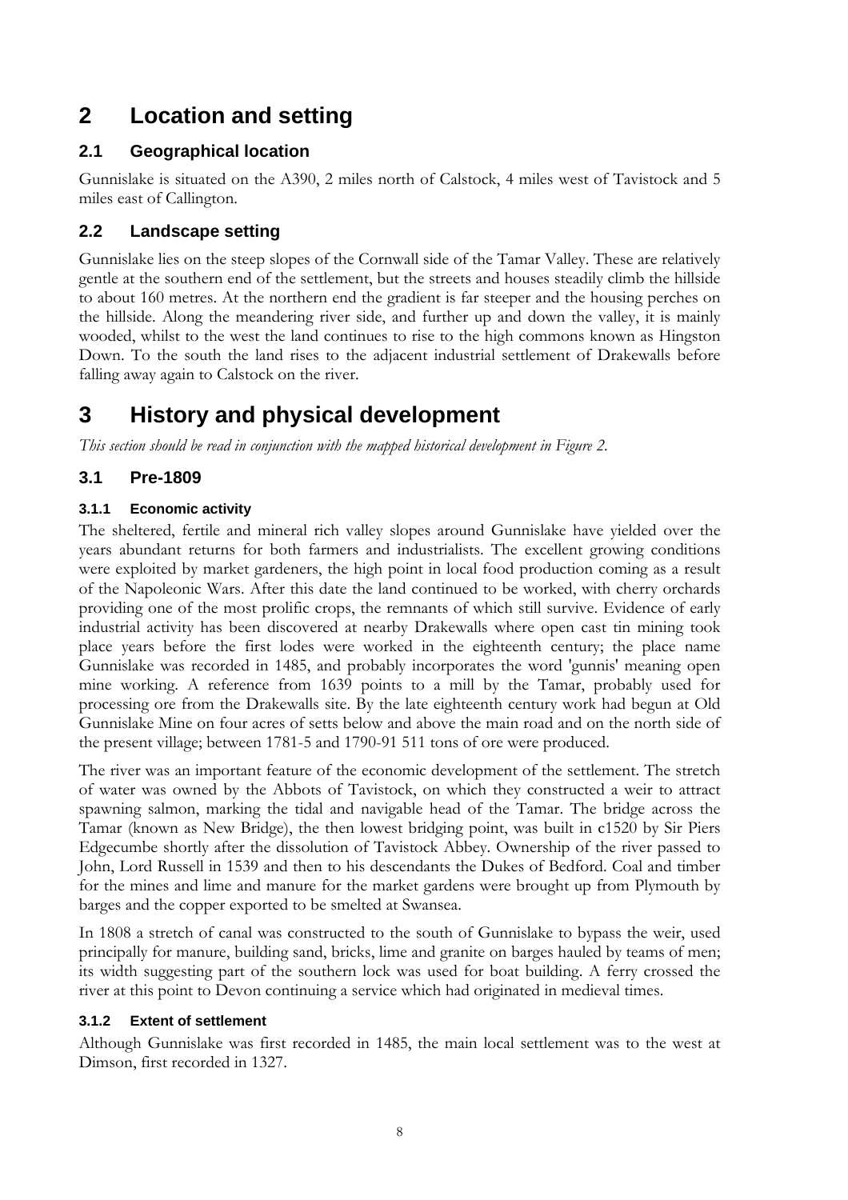# 2 Location and setting

## 2.1 Geographical location

Gunnislake is situated on the A390, 2 miles north of Calstock, 4 miles west of Tavistock and 5 miles east of Callington.

## 2.2 Landscape setting

Gunnislake lies on the steep slopes of the Cornwall side of the Tamar Valley. These are relatively gentle at the southern end of the settlement, but the streets and houses steadily climb the hillside to about 160 metres. At the northern end the gradient is far steeper and the housing perches on the hillside. Along the meandering river side, and further up and down the valley, it is mainly wooded, whilst to the west the land continues to rise to the high commons known as Hingston Down. To the south the land rises to the adjacent industrial settlement of Drakewalls before falling away again to Calstock on the river.

# 3 History and physical development

*This section should be read in conjunction with the mapped historical development in Figure 2.*

## 3.1 Pre-1809

### 3.1.1 Economic activity

The sheltered, fertile and mineral rich valley slopes around Gunnislake have yielded over the years abundant returns for both farmers and industrialists. The excellent growing conditions were exploited by market gardeners, the high point in local food production coming as a result of the Napoleonic Wars. After this date the land continued to be worked, with cherry orchards providing one of the most prolific crops, the remnants of which still survive. Evidence of early industrial activity has been discovered at nearby Drakewalls where open cast tin mining took place years before the first lodes were worked in the eighteenth century; the place name Gunnislake was recorded in 1485, and probably incorporates the word 'gunnis' meaning open mine working. A reference from 1639 points to a mill by the Tamar, probably used for processing ore from the Drakewalls site. By the late eighteenth century work had begun at Old Gunnislake Mine on four acres of setts below and above the main road and on the north side of the present village; between 1781-5 and 1790-91 511 tons of ore were produced.

The river was an important feature of the economic development of the settlement. The stretch of water was owned by the Abbots of Tavistock, on which they constructed a weir to attract spawning salmon, marking the tidal and navigable head of the Tamar. The bridge across the Tamar (known as New Bridge), the then lowest bridging point, was built in c1520 by Sir Piers Edgecumbe shortly after the dissolution of Tavistock Abbey. Ownership of the river passed to John, Lord Russell in 1539 and then to his descendants the Dukes of Bedford. Coal and timber for the mines and lime and manure for the market gardens were brought up from Plymouth by barges and the copper exported to be smelted at Swansea.

In 1808 a stretch of canal was constructed to the south of Gunnislake to bypass the weir, used principally for manure, building sand, bricks, lime and granite on barges hauled by teams of men; its width suggesting part of the southern lock was used for boat building. A ferry crossed the river at this point to Devon continuing a service which had originated in medieval times.

### 3.1.2 Extent of settlement

Although Gunnislake was first recorded in 1485, the main local settlement was to the west at Dimson, first recorded in 1327.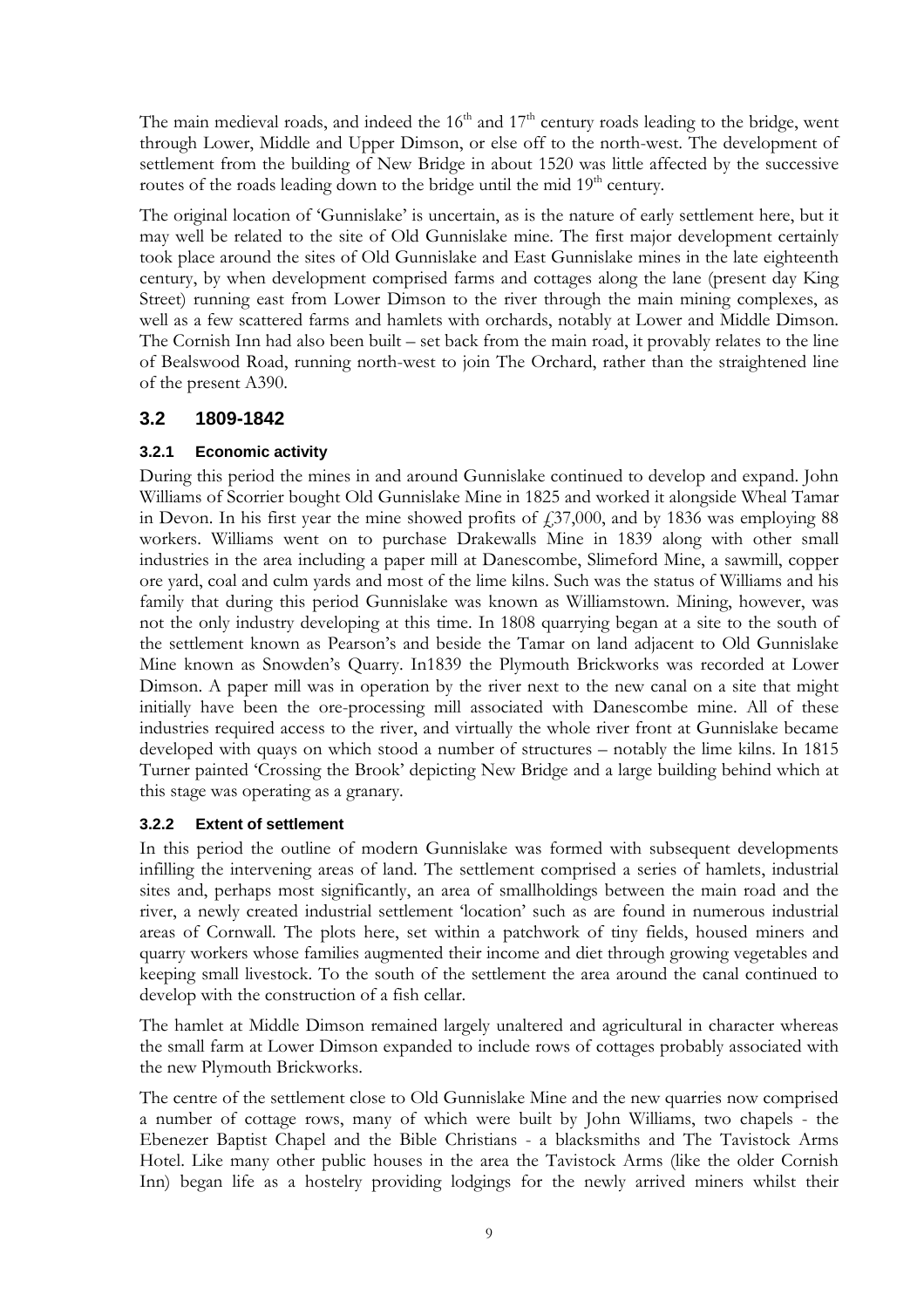The main medieval roads, and indeed the 16th and 17th century roads leading to the bridge, went through Lower, Middle and Upper Dimson, or else off to the north-west. The development of settlement from the building of New Bridge in about 1520 was little affected by the successive routes of the roads leading down to the bridge until the mid 19th century.

The original location of 'Gunnislake' is uncertain, as is the nature of early settlement here, but it may well be related to the site of Old Gunnislake mine. The first major development certainly took place around the sites of Old Gunnislake and East Gunnislake mines in the late eighteenth century, by when development comprised farms and cottages along the lane (present day King Street) running east from Lower Dimson to the river through the main mining complexes, as well as a few scattered farms and hamlets with orchards, notably at Lower and Middle Dimson. The Cornish Inn had also been built – set back from the main road, it provably relates to the line of Bealswood Road, running north-west to join The Orchard, rather than the straightened line of the present A390.

## 3.2 1809-1842

### 3.2.1 Economic activity

During this period the mines in and around Gunnislake continued to develop and expand. John Williams of Scorrier bought Old Gunnislake Mine in 1825 and worked it alongside Wheal Tamar in Devon. In his first year the mine showed profits of £37,000, and by 1836 was employing 88 workers. Williams went on to purchase Drakewalls Mine in 1839 along with other small industries in the area including a paper mill at Danescombe, Slimeford Mine, a sawmill, copper ore yard, coal and culm yards and most of the lime kilns. Such was the status of Williams and his family that during this period Gunnislake was known as Williamstown. Mining, however, was not the only industry developing at this time. In 1808 quarrying began at a site to the south of the settlement known as Pearson's and beside the Tamar on land adjacent to Old Gunnislake Mine known as Snowden's Quarry. In1839 the Plymouth Brickworks was recorded at Lower Dimson. A paper mill was in operation by the river next to the new canal on a site that might initially have been the ore-processing mill associated with Danescombe mine. All of these industries required access to the river, and virtually the whole river front at Gunnislake became developed with quays on which stood a number of structures – notably the lime kilns. In 1815 Turner painted 'Crossing the Brook' depicting New Bridge and a large building behind which at this stage was operating as a granary.

### 3.2.2 Extent of settlement

In this period the outline of modern Gunnislake was formed with subsequent developments infilling the intervening areas of land. The settlement comprised a series of hamlets, industrial sites and, perhaps most significantly, an area of smallholdings between the main road and the river, a newly created industrial settlement 'location' such as are found in numerous industrial areas of Cornwall. The plots here, set within a patchwork of tiny fields, housed miners and quarry workers whose families augmented their income and diet through growing vegetables and keeping small livestock. To the south of the settlement the area around the canal continued to develop with the construction of a fish cellar.

The hamlet at Middle Dimson remained largely unaltered and agricultural in character whereas the small farm at Lower Dimson expanded to include rows of cottages probably associated with the new Plymouth Brickworks.

The centre of the settlement close to Old Gunnislake Mine and the new quarries now comprised a number of cottage rows, many of which were built by John Williams, two chapels - the Ebenezer Baptist Chapel and the Bible Christians - a blacksmiths and The Tavistock Arms Hotel. Like many other public houses in the area the Tavistock Arms (like the older Cornish Inn) began life as a hostelry providing lodgings for the newly arrived miners whilst their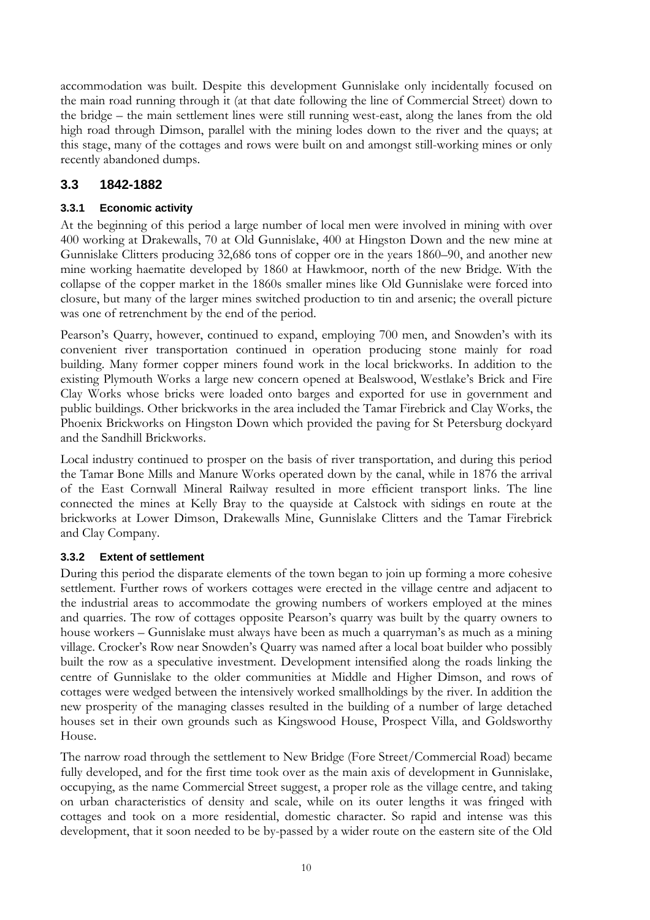accommodation was built. Despite this development Gunnislake only incidentally focused on the main road running through it (at that date following the line of Commercial Street) down to the bridge – the main settlement lines were still running west-east, along the lanes from the old high road through Dimson, parallel with the mining lodes down to the river and the quays; at this stage, many of the cottages and rows were built on and amongst still-working mines or only recently abandoned dumps.

## 3.3 1842-1882

### 3.3.1 Economic activity

At the beginning of this period a large number of local men were involved in mining with over 400 working at Drakewalls, 70 at Old Gunnislake, 400 at Hingston Down and the new mine at Gunnislake Clitters producing 32,686 tons of copper ore in the years 1860–90, and another new mine working haematite developed by 1860 at Hawkmoor, north of the new Bridge. With the collapse of the copper market in the 1860s smaller mines like Old Gunnislake were forced into closure, but many of the larger mines switched production to tin and arsenic; the overall picture was one of retrenchment by the end of the period.

Pearson's Quarry, however, continued to expand, employing 700 men, and Snowden's with its convenient river transportation continued in operation producing stone mainly for road building. Many former copper miners found work in the local brickworks. In addition to the existing Plymouth Works a large new concern opened at Bealswood, Westlake's Brick and Fire Clay Works whose bricks were loaded onto barges and exported for use in government and public buildings. Other brickworks in the area included the Tamar Firebrick and Clay Works, the Phoenix Brickworks on Hingston Down which provided the paving for St Petersburg dockyard and the Sandhill Brickworks.

Local industry continued to prosper on the basis of river transportation, and during this period the Tamar Bone Mills and Manure Works operated down by the canal, while in 1876 the arrival of the East Cornwall Mineral Railway resulted in more efficient transport links. The line connected the mines at Kelly Bray to the quayside at Calstock with sidings en route at the brickworks at Lower Dimson, Drakewalls Mine, Gunnislake Clitters and the Tamar Firebrick and Clay Company.

### 3.3.2 Extent of settlement

During this period the disparate elements of the town began to join up forming a more cohesive settlement. Further rows of workers cottages were erected in the village centre and adjacent to the industrial areas to accommodate the growing numbers of workers employed at the mines and quarries. The row of cottages opposite Pearson's quarry was built by the quarry owners to house workers – Gunnislake must always have been as much a quarryman's as much as a mining village. Crocker's Row near Snowden's Quarry was named after a local boat builder who possibly built the row as a speculative investment. Development intensified along the roads linking the centre of Gunnislake to the older communities at Middle and Higher Dimson, and rows of cottages were wedged between the intensively worked smallholdings by the river. In addition the new prosperity of the managing classes resulted in the building of a number of large detached houses set in their own grounds such as Kingswood House, Prospect Villa, and Goldsworthy House.

The narrow road through the settlement to New Bridge (Fore Street/Commercial Road) became fully developed, and for the first time took over as the main axis of development in Gunnislake, occupying, as the name Commercial Street suggest, a proper role as the village centre, and taking on urban characteristics of density and scale, while on its outer lengths it was fringed with cottages and took on a more residential, domestic character. So rapid and intense was this development, that it soon needed to be by-passed by a wider route on the eastern site of the Old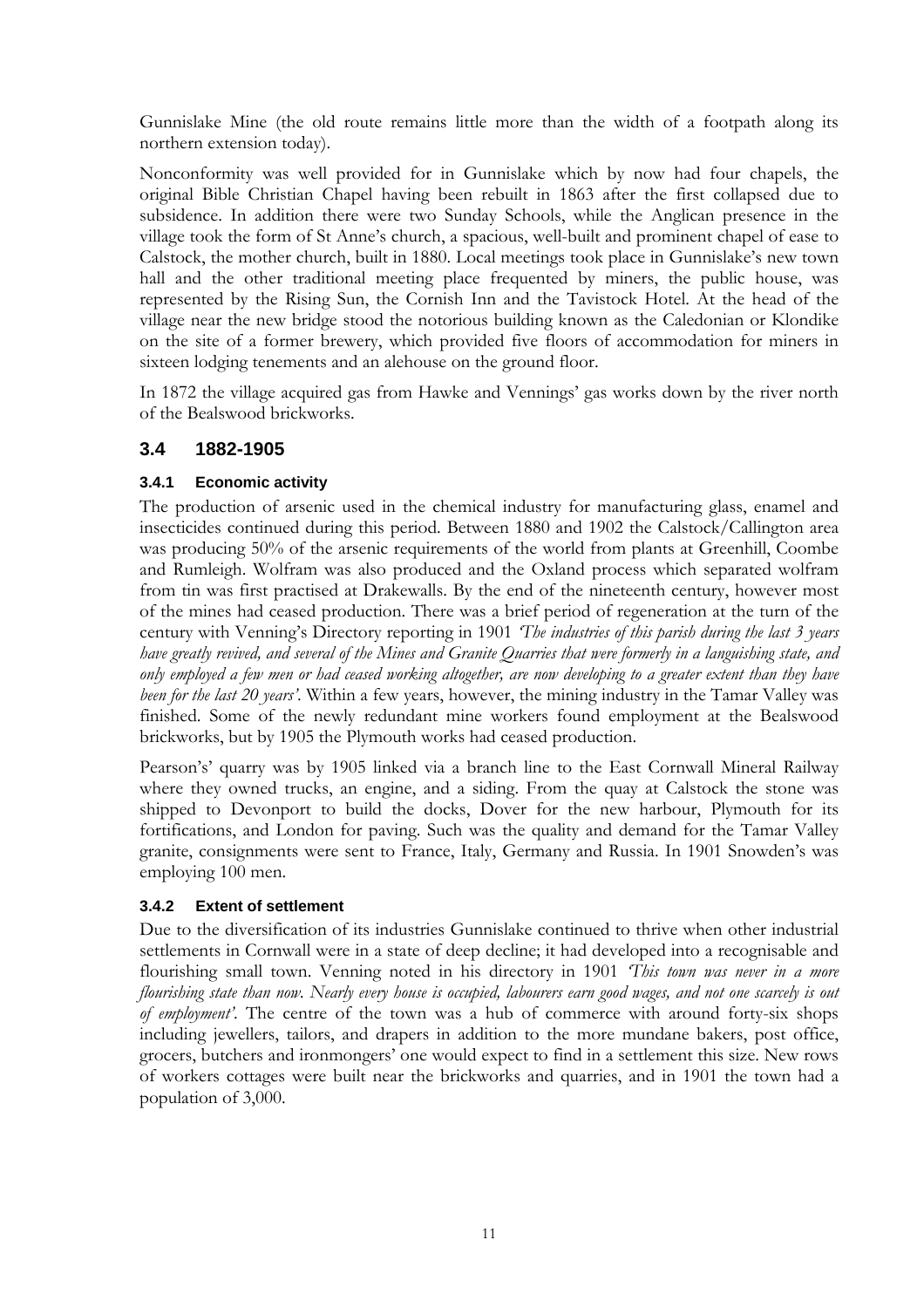Gunnislake Mine (the old route remains little more than the width of a footpath along its northern extension today).

Nonconformity was well provided for in Gunnislake which by now had four chapels, the original Bible Christian Chapel having been rebuilt in 1863 after the first collapsed due to subsidence. In addition there were two Sunday Schools, while the Anglican presence in the village took the form of St Anne's church, a spacious, well-built and prominent chapel of ease to Calstock, the mother church, built in 1880. Local meetings took place in Gunnislake's new town hall and the other traditional meeting place frequented by miners, the public house, was represented by the Rising Sun, the Cornish Inn and the Tavistock Hotel. At the head of the village near the new bridge stood the notorious building known as the Caledonian or Klondike on the site of a former brewery, which provided five floors of accommodation for miners in sixteen lodging tenements and an alehouse on the ground floor.

In 1872 the village acquired gas from Hawke and Vennings' gas works down by the river north of the Bealswood brickworks.

## 3.4 1882-1905

### 3.4.1 Economic activity

The production of arsenic used in the chemical industry for manufacturing glass, enamel and insecticides continued during this period. Between 1880 and 1902 the Calstock/Callington area was producing 50% of the arsenic requirements of the world from plants at Greenhill, Coombe and Rumleigh. Wolfram was also produced and the Oxland process which separated wolfram from tin was first practised at Drakewalls. By the end of the nineteenth century, however most of the mines had ceased production. There was a brief period of regeneration at the turn of the century with Venning's Directory reporting in 1901 *'The industries of this parish during the last 3 years have greatly revived, and several of the Mines and Granite Quarries that were formerly in a languishing state, and only employed a few men or had ceased working altogether, are now developing to a greater extent than they have been for the last 20 years'*. Within a few years, however, the mining industry in the Tamar Valley was finished. Some of the newly redundant mine workers found employment at the Bealswood brickworks, but by 1905 the Plymouth works had ceased production.

Pearson's' quarry was by 1905 linked via a branch line to the East Cornwall Mineral Railway where they owned trucks, an engine, and a siding. From the quay at Calstock the stone was shipped to Devonport to build the docks, Dover for the new harbour, Plymouth for its fortifications, and London for paving. Such was the quality and demand for the Tamar Valley granite, consignments were sent to France, Italy, Germany and Russia. In 1901 Snowden's was employing 100 men.

### 3.4.2 Extent of settlement

Due to the diversification of its industries Gunnislake continued to thrive when other industrial settlements in Cornwall were in a state of deep decline; it had developed into a recognisable and flourishing small town. Venning noted in his directory in 1901 *'This town was never in a more flourishing state than now. Nearly every house is occupied, labourers earn good wages, and not one scarcely is out of employment'*. The centre of the town was a hub of commerce with around forty-six shops including jewellers, tailors, and drapers in addition to the more mundane bakers, post office, grocers, butchers and ironmongers' one would expect to find in a settlement this size. New rows of workers cottages were built near the brickworks and quarries, and in 1901 the town had a population of 3,000.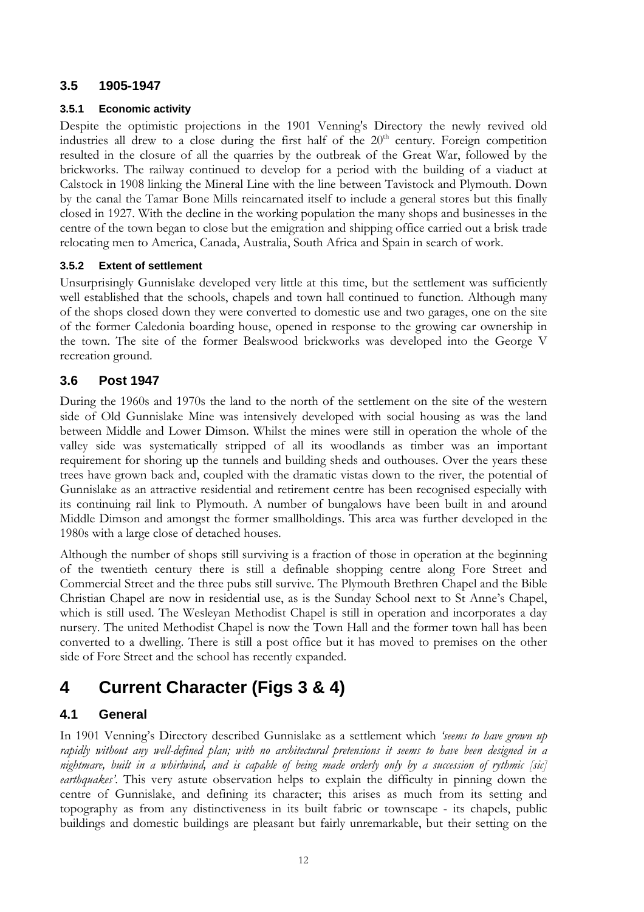### 3.5 1905-1947

#### 3.5.1 Economic activity

Despite the optimistic projections in the 1901 Venning's Directory the newly revived old industries all drew to a close during the first half of the 20th century. Foreign competition resulted in the closure of all the quarries by the outbreak of the Great War, followed by the brickworks. The railway continued to develop for a period with the building of a viaduct at Calstock in 1908 linking the Mineral Line with the line between Tavistock and Plymouth. Down by the canal the Tamar Bone Mills reincarnated itself to include a general stores but this finally closed in 1927. With the decline in the working population the many shops and businesses in the centre of the town began to close but the emigration and shipping office carried out a brisk trade relocating men to America, Canada, Australia, South Africa and Spain in search of work.

#### 3.5.2 Extent of settlement

Unsurprisingly Gunnislake developed very little at this time, but the settlement was sufficiently well established that the schools, chapels and town hall continued to function. Although many of the shops closed down they were converted to domestic use and two garages, one on the site of the former Caledonia boarding house, opened in response to the growing car ownership in the town. The site of the former Bealswood brickworks was developed into the George V recreation ground.

### 3.6 Post 1947

During the 1960s and 1970s the land to the north of the settlement on the site of the western side of Old Gunnislake Mine was intensively developed with social housing as was the land between Middle and Lower Dimson. Whilst the mines were still in operation the whole of the valley side was systematically stripped of all its woodlands as timber was an important requirement for shoring up the tunnels and building sheds and outhouses. Over the years these trees have grown back and, coupled with the dramatic vistas down to the river, the potential of Gunnislake as an attractive residential and retirement centre has been recognised especially with its continuing rail link to Plymouth. A number of bungalows have been built in and around Middle Dimson and amongst the former smallholdings. This area was further developed in the 1980s with a large close of detached houses.

Although the number of shops still surviving is a fraction of those in operation at the beginning of the twentieth century there is still a definable shopping centre along Fore Street and Commercial Street and the three pubs still survive. The Plymouth Brethren Chapel and the Bible Christian Chapel are now in residential use, as is the Sunday School next to St Anne's Chapel, which is still used. The Wesleyan Methodist Chapel is still in operation and incorporates a day nursery. The united Methodist Chapel is now the Town Hall and the former town hall has been converted to a dwelling. There is still a post office but it has moved to premises on the other side of Fore Street and the school has recently expanded.

# 4 Current Character (Figs 3 & 4)

## 4.1 General

In 1901 Venning's Directory described Gunnislake as a settlement which *'seems to have grown up rapidly without any well-defined plan; with no architectural pretensions it seems to have been designed in a nightmare, built in a whirlwind, and is capable of being made orderly only by a succession of rythmic [sic] earthquakes'*. This very astute observation helps to explain the difficulty in pinning down the centre of Gunnislake, and defining its character; this arises as much from its setting and topography as from any distinctiveness in its built fabric or townscape - its chapels, public buildings and domestic buildings are pleasant but fairly unremarkable, but their setting on the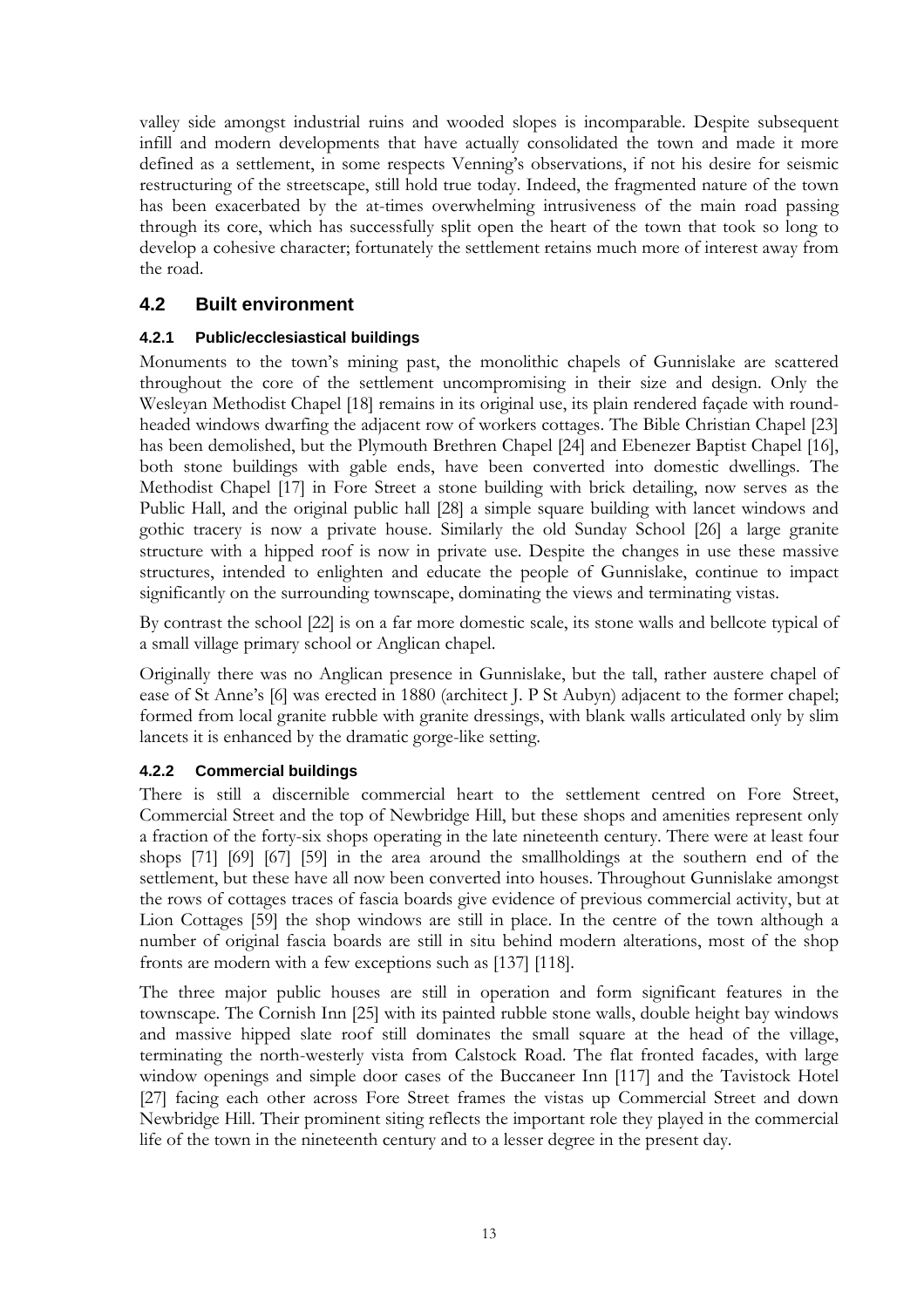valley side amongst industrial ruins and wooded slopes is incomparable. Despite subsequent infill and modern developments that have actually consolidated the town and made it more defined as a settlement, in some respects Venning's observations, if not his desire for seismic restructuring of the streetscape, still hold true today. Indeed, the fragmented nature of the town has been exacerbated by the at-times overwhelming intrusiveness of the main road passing through its core, which has successfully split open the heart of the town that took so long to develop a cohesive character; fortunately the settlement retains much more of interest away from the road.

## 4.2 Built environment

### 4.2.1 Public/ecclesiastical buildings

Monuments to the town's mining past, the monolithic chapels of Gunnislake are scattered throughout the core of the settlement uncompromising in their size and design. Only the Wesleyan Methodist Chapel [18] remains in its original use, its plain rendered façade with round-headed windows dwarfing the adjacent row of workers cottages. The Bible Christian Chapel [23] has been demolished, but the Plymouth Brethren Chapel [24] and Ebenezer Baptist Chapel [16], both stone buildings with gable ends, have been converted into domestic dwellings. The Methodist Chapel [17] in Fore Street a stone building with brick detailing, now serves as the Public Hall, and the original public hall [28] a simple square building with lancet windows and gothic tracery is now a private house. Similarly the old Sunday School [26] a large granite structure with a hipped roof is now in private use. Despite the changes in use these massive structures, intended to enlighten and educate the people of Gunnislake, continue to impact significantly on the surrounding townscape, dominating the views and terminating vistas.

By contrast the school [22] is on a far more domestic scale, its stone walls and bellcote typical of a small village primary school or Anglican chapel.

Originally there was no Anglican presence in Gunnislake, but the tall, rather austere chapel of ease of St Anne's [6] was erected in 1880 (architect J. P St Aubyn) adjacent to the former chapel; formed from local granite rubble with granite dressings, with blank walls articulated only by slim lancets it is enhanced by the dramatic gorge-like setting.

### 4.2.2 Commercial buildings

There is still a discernible commercial heart to the settlement centred on Fore Street, Commercial Street and the top of Newbridge Hill, but these shops and amenities represent only a fraction of the forty-six shops operating in the late nineteenth century. There were at least four shops [71] [69] [67] [59] in the area around the smallholdings at the southern end of the settlement, but these have all now been converted into houses. Throughout Gunnislake amongst the rows of cottages traces of fascia boards give evidence of previous commercial activity, but at Lion Cottages [59] the shop windows are still in place. In the centre of the town although a number of original fascia boards are still in situ behind modern alterations, most of the shop fronts are modern with a few exceptions such as [137] [118].

The three major public houses are still in operation and form significant features in the townscape. The Cornish Inn [25] with its painted rubble stone walls, double height bay windows and massive hipped slate roof still dominates the small square at the head of the village, terminating the north-westerly vista from Calstock Road. The flat fronted facades, with large window openings and simple door cases of the Buccaneer Inn [117] and the Tavistock Hotel [27] facing each other across Fore Street frames the vistas up Commercial Street and down Newbridge Hill. Their prominent siting reflects the important role they played in the commercial life of the town in the nineteenth century and to a lesser degree in the present day.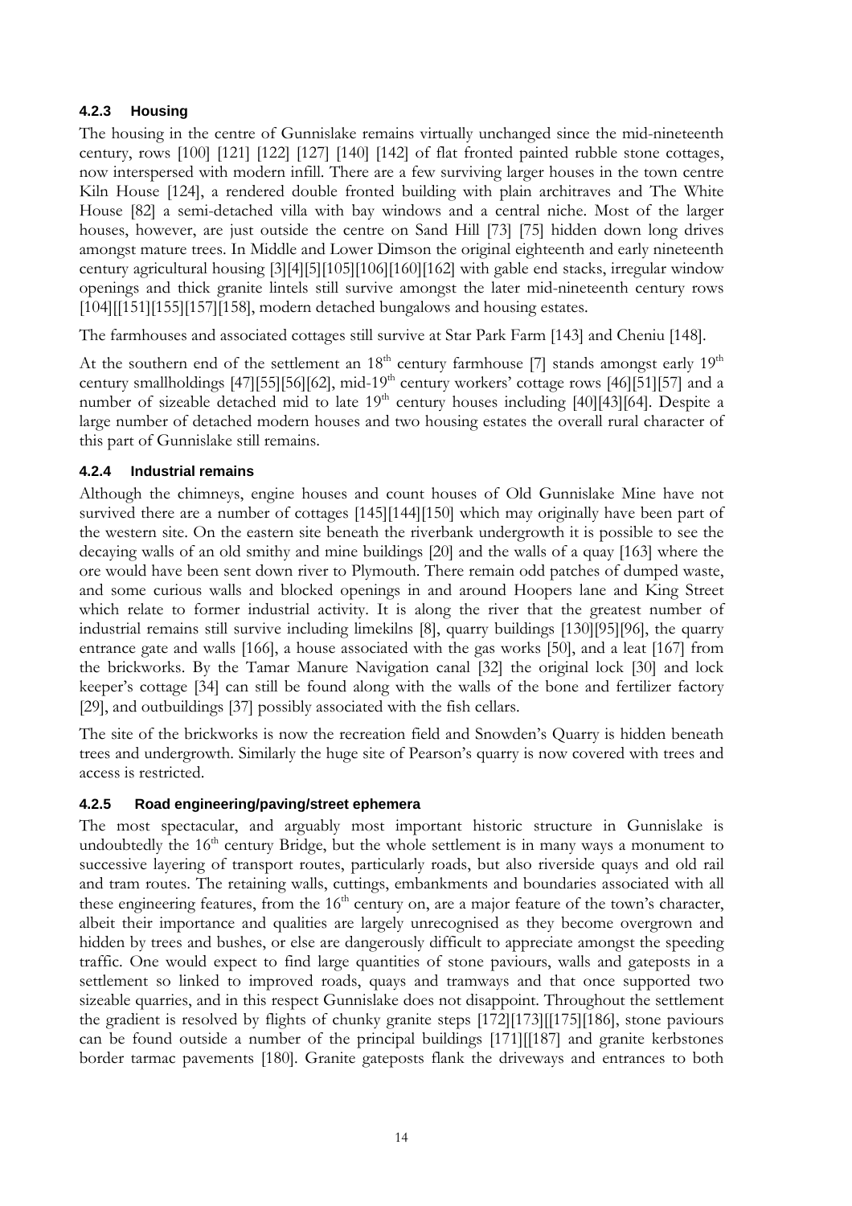### 4.2.3 Housing

The housing in the centre of Gunnislake remains virtually unchanged since the mid-nineteenth century, rows [100] [121] [122] [127] [140] [142] of flat fronted painted rubble stone cottages, now interspersed with modern infill. There are a few surviving larger houses in the town centre Kiln House [124], a rendered double fronted building with plain architraves and The White House [82] a semi-detached villa with bay windows and a central niche. Most of the larger houses, however, are just outside the centre on Sand Hill [73] [75] hidden down long drives amongst mature trees. In Middle and Lower Dimson the original eighteenth and early nineteenth century agricultural housing [3][4][5][105][106][160][162] with gable end stacks, irregular window openings and thick granite lintels still survive amongst the later mid-nineteenth century rows [104][[151][155][157][158], modern detached bungalows and housing estates.

The farmhouses and associated cottages still survive at Star Park Farm [143] and Cheniu [148].

At the southern end of the settlement an 18th century farmhouse [7] stands amongst early 19th century smallholdings [47][55][56][62], mid-19th century workers' cottage rows [46][51][57] and a number of sizeable detached mid to late 19th century houses including [40][43][64]. Despite a large number of detached modern houses and two housing estates the overall rural character of this part of Gunnislake still remains.

### 4.2.4 Industrial remains

Although the chimneys, engine houses and count houses of Old Gunnislake Mine have not survived there are a number of cottages [145][144][150] which may originally have been part of the western site. On the eastern site beneath the riverbank undergrowth it is possible to see the decaying walls of an old smithy and mine buildings [20] and the walls of a quay [163] where the ore would have been sent down river to Plymouth. There remain odd patches of dumped waste, and some curious walls and blocked openings in and around Hoopers lane and King Street which relate to former industrial activity. It is along the river that the greatest number of industrial remains still survive including limekilns [8], quarry buildings [130][95][96], the quarry entrance gate and walls [166], a house associated with the gas works [50], and a leat [167] from the brickworks. By the Tamar Manure Navigation canal [32] the original lock [30] and lock keeper's cottage [34] can still be found along with the walls of the bone and fertilizer factory [29], and outbuildings [37] possibly associated with the fish cellars.

The site of the brickworks is now the recreation field and Snowden's Quarry is hidden beneath trees and undergrowth. Similarly the huge site of Pearson's quarry is now covered with trees and access is restricted.

### 4.2.5 Road engineering/paving/street ephemera

The most spectacular, and arguably most important historic structure in Gunnislake is undoubtedly the 16th century Bridge, but the whole settlement is in many ways a monument to successive layering of transport routes, particularly roads, but also riverside quays and old rail and tram routes. The retaining walls, cuttings, embankments and boundaries associated with all these engineering features, from the 16th century on, are a major feature of the town's character, albeit their importance and qualities are largely unrecognised as they become overgrown and hidden by trees and bushes, or else are dangerously difficult to appreciate amongst the speeding traffic. One would expect to find large quantities of stone paviours, walls and gateposts in a settlement so linked to improved roads, quays and tramways and that once supported two sizeable quarries, and in this respect Gunnislake does not disappoint. Throughout the settlement the gradient is resolved by flights of chunky granite steps [172][173][[175][186], stone paviours can be found outside a number of the principal buildings [171][[187] and granite kerbstones border tarmac pavements [180]. Granite gateposts flank the driveways and entrances to both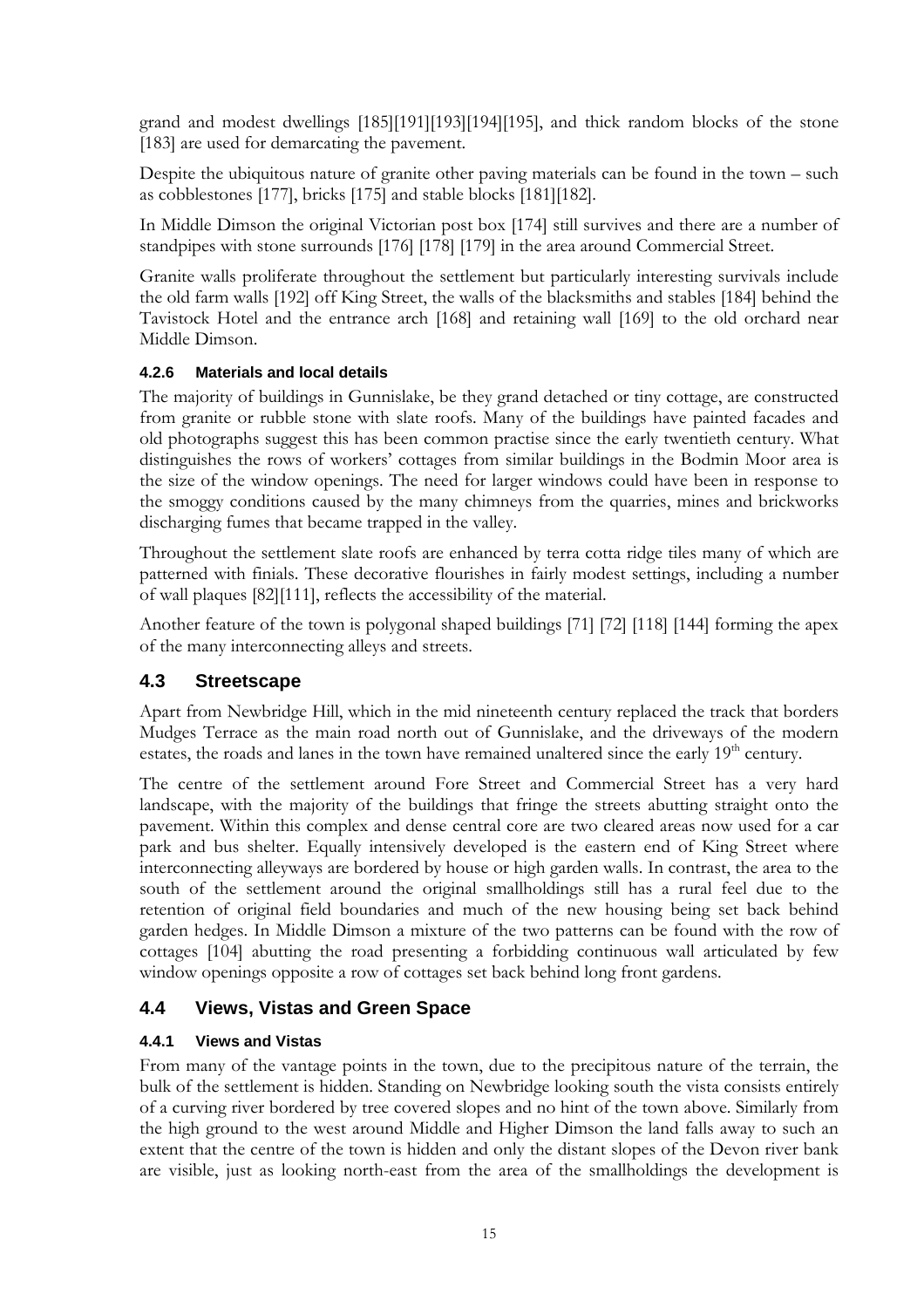grand and modest dwellings [185][191][193][194][195], and thick random blocks of the stone [183] are used for demarcating the pavement.

Despite the ubiquitous nature of granite other paving materials can be found in the town – such as cobblestones [177], bricks [175] and stable blocks [181][182].

In Middle Dimson the original Victorian post box [174] still survives and there are a number of standpipes with stone surrounds [176] [178] [179] in the area around Commercial Street.

Granite walls proliferate throughout the settlement but particularly interesting survivals include the old farm walls [192] off King Street, the walls of the blacksmiths and stables [184] behind the Tavistock Hotel and the entrance arch [168] and retaining wall [169] to the old orchard near Middle Dimson.

#### 4.2.6 Materials and local details

The majority of buildings in Gunnislake, be they grand detached or tiny cottage, are constructed from granite or rubble stone with slate roofs. Many of the buildings have painted facades and old photographs suggest this has been common practise since the early twentieth century. What distinguishes the rows of workers' cottages from similar buildings in the Bodmin Moor area is the size of the window openings. The need for larger windows could have been in response to the smoggy conditions caused by the many chimneys from the quarries, mines and brickworks discharging fumes that became trapped in the valley.

Throughout the settlement slate roofs are enhanced by terra cotta ridge tiles many of which are patterned with finials. These decorative flourishes in fairly modest settings, including a number of wall plaques [82][111], reflects the accessibility of the material.

Another feature of the town is polygonal shaped buildings [71] [72] [118] [144] forming the apex of the many interconnecting alleys and streets.

## 4.3 Streetscape

Apart from Newbridge Hill, which in the mid nineteenth century replaced the track that borders Mudges Terrace as the main road north out of Gunnislake, and the driveways of the modern estates, the roads and lanes in the town have remained unaltered since the early 19th century.

The centre of the settlement around Fore Street and Commercial Street has a very hard landscape, with the majority of the buildings that fringe the streets abutting straight onto the pavement. Within this complex and dense central core are two cleared areas now used for a car park and bus shelter. Equally intensively developed is the eastern end of King Street where interconnecting alleyways are bordered by house or high garden walls. In contrast, the area to the south of the settlement around the original smallholdings still has a rural feel due to the retention of original field boundaries and much of the new housing being set back behind garden hedges. In Middle Dimson a mixture of the two patterns can be found with the row of cottages [104] abutting the road presenting a forbidding continuous wall articulated by few window openings opposite a row of cottages set back behind long front gardens.

## 4.4 Views, Vistas and Green Space

#### 4.4.1 Views and Vistas

From many of the vantage points in the town, due to the precipitous nature of the terrain, the bulk of the settlement is hidden. Standing on Newbridge looking south the vista consists entirely of a curving river bordered by tree covered slopes and no hint of the town above. Similarly from the high ground to the west around Middle and Higher Dimson the land falls away to such an extent that the centre of the town is hidden and only the distant slopes of the Devon river bank are visible, just as looking north-east from the area of the smallholdings the development is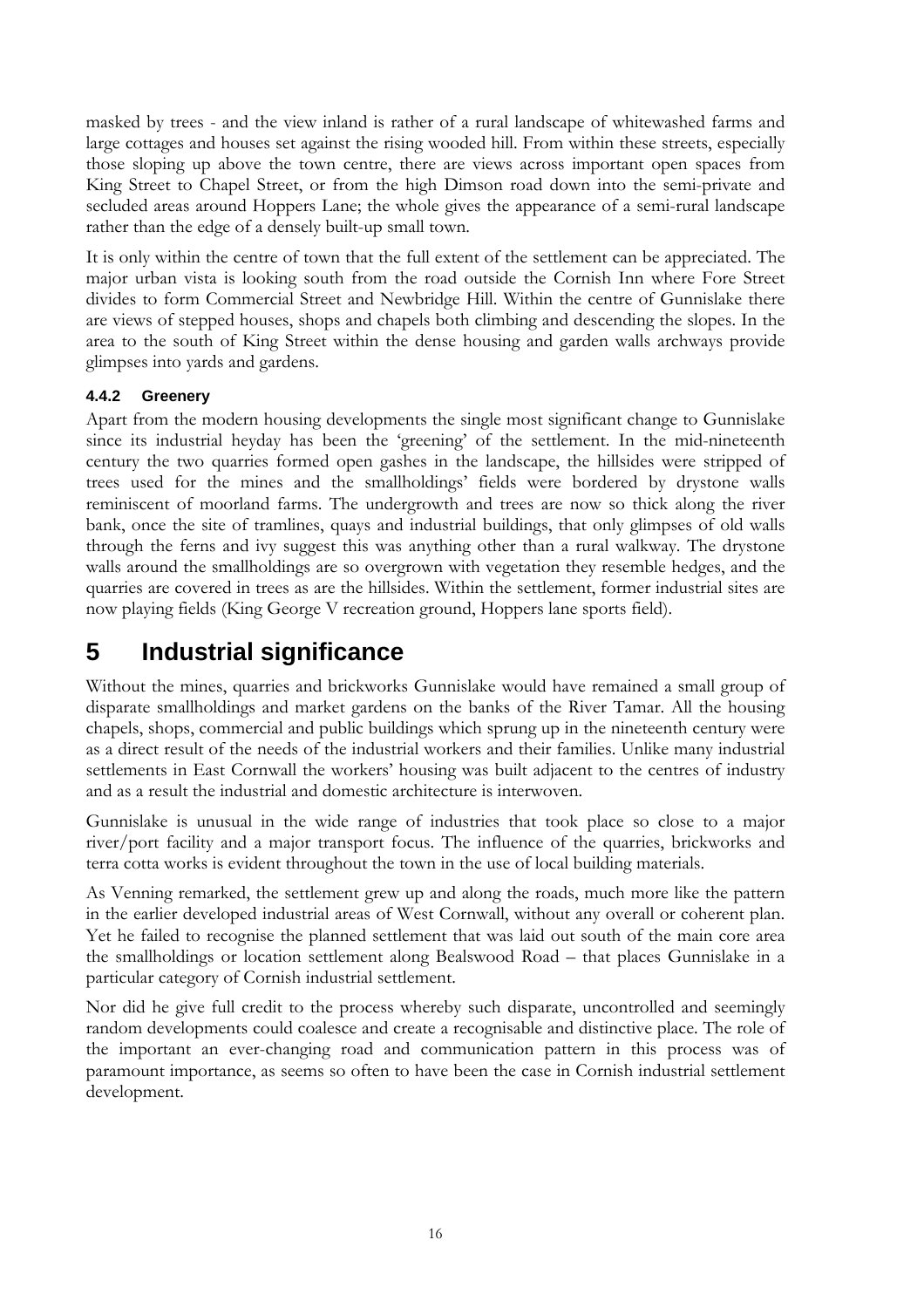masked by trees - and the view inland is rather of a rural landscape of whitewashed farms and large cottages and houses set against the rising wooded hill. From within these streets, especially those sloping up above the town centre, there are views across important open spaces from King Street to Chapel Street, or from the high Dimson road down into the semi-private and secluded areas around Hoppers Lane; the whole gives the appearance of a semi-rural landscape rather than the edge of a densely built-up small town.

It is only within the centre of town that the full extent of the settlement can be appreciated. The major urban vista is looking south from the road outside the Cornish Inn where Fore Street divides to form Commercial Street and Newbridge Hill. Within the centre of Gunnislake there are views of stepped houses, shops and chapels both climbing and descending the slopes. In the area to the south of King Street within the dense housing and garden walls archways provide glimpses into yards and gardens.

### 4.4.2 Greenery

Apart from the modern housing developments the single most significant change to Gunnislake since its industrial heyday has been the 'greening' of the settlement. In the mid-nineteenth century the two quarries formed open gashes in the landscape, the hillsides were stripped of trees used for the mines and the smallholdings' fields were bordered by drystone walls reminiscent of moorland farms. The undergrowth and trees are now so thick along the river bank, once the site of tramlines, quays and industrial buildings, that only glimpses of old walls through the ferns and ivy suggest this was anything other than a rural walkway. The drystone walls around the smallholdings are so overgrown with vegetation they resemble hedges, and the quarries are covered in trees as are the hillsides. Within the settlement, former industrial sites are now playing fields (King George V recreation ground, Hoppers lane sports field).

# 5 Industrial significance

Without the mines, quarries and brickworks Gunnislake would have remained a small group of disparate smallholdings and market gardens on the banks of the River Tamar. All the housing chapels, shops, commercial and public buildings which sprung up in the nineteenth century were as a direct result of the needs of the industrial workers and their families. Unlike many industrial settlements in East Cornwall the workers' housing was built adjacent to the centres of industry and as a result the industrial and domestic architecture is interwoven.

Gunnislake is unusual in the wide range of industries that took place so close to a major river/port facility and a major transport focus. The influence of the quarries, brickworks and terra cotta works is evident throughout the town in the use of local building materials.

As Venning remarked, the settlement grew up and along the roads, much more like the pattern in the earlier developed industrial areas of West Cornwall, without any overall or coherent plan. Yet he failed to recognise the planned settlement that was laid out south of the main core area the smallholdings or location settlement along Bealswood Road – that places Gunnislake in a particular category of Cornish industrial settlement.

Nor did he give full credit to the process whereby such disparate, uncontrolled and seemingly random developments could coalesce and create a recognisable and distinctive place. The role of the important an ever-changing road and communication pattern in this process was of paramount importance, as seems so often to have been the case in Cornish industrial settlement development.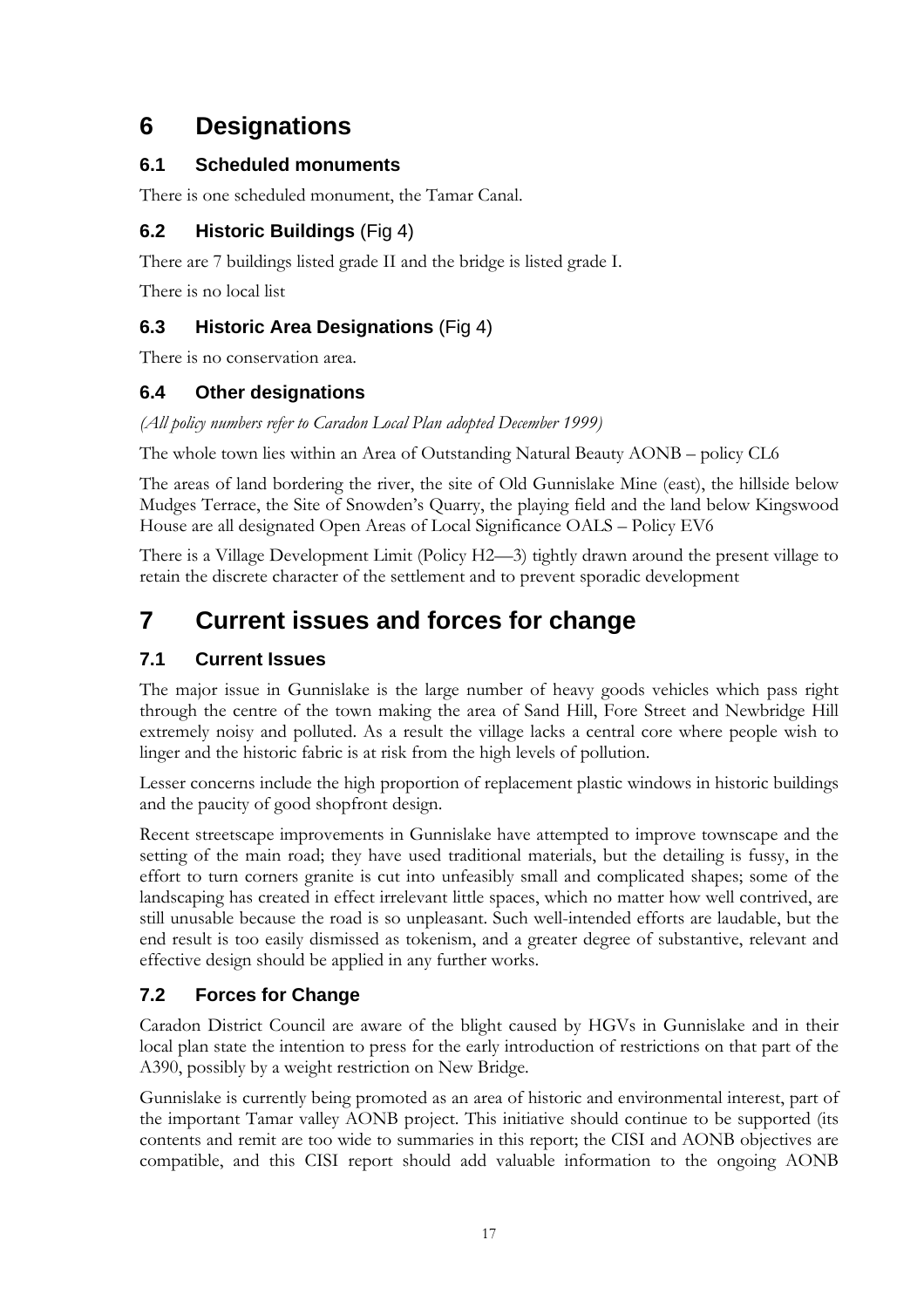# 6 Designations

## 6.1 Scheduled monuments

There is one scheduled monument, the Tamar Canal.

## 6.2 Historic Buildings (Fig 4)

There are 7 buildings listed grade II and the bridge is listed grade I.

There is no local list

## 6.3 Historic Area Designations (Fig 4)

There is no conservation area.

## 6.4 Other designations

*(All policy numbers refer to Caradon Local Plan adopted December 1999)*

The whole town lies within an Area of Outstanding Natural Beauty AONB – policy CL6

The areas of land bordering the river, the site of Old Gunnislake Mine (east), the hillside below Mudges Terrace, the Site of Snowden's Quarry, the playing field and the land below Kingswood House are all designated Open Areas of Local Significance OALS – Policy EV6

There is a Village Development Limit (Policy H2—3) tightly drawn around the present village to retain the discrete character of the settlement and to prevent sporadic development

# 7 Current issues and forces for change

## 7.1 Current Issues

The major issue in Gunnislake is the large number of heavy goods vehicles which pass right through the centre of the town making the area of Sand Hill, Fore Street and Newbridge Hill extremely noisy and polluted. As a result the village lacks a central core where people wish to linger and the historic fabric is at risk from the high levels of pollution.

Lesser concerns include the high proportion of replacement plastic windows in historic buildings and the paucity of good shopfront design.

Recent streetscape improvements in Gunnislake have attempted to improve townscape and the setting of the main road; they have used traditional materials, but the detailing is fussy, in the effort to turn corners granite is cut into unfeasibly small and complicated shapes; some of the landscaping has created in effect irrelevant little spaces, which no matter how well contrived, are still unusable because the road is so unpleasant. Such well-intended efforts are laudable, but the end result is too easily dismissed as tokenism, and a greater degree of substantive, relevant and effective design should be applied in any further works.

## 7.2 Forces for Change

Caradon District Council are aware of the blight caused by HGVs in Gunnislake and in their local plan state the intention to press for the early introduction of restrictions on that part of the A390, possibly by a weight restriction on New Bridge.

Gunnislake is currently being promoted as an area of historic and environmental interest, part of the important Tamar valley AONB project. This initiative should continue to be supported (its contents and remit are too wide to summaries in this report; the CISI and AONB objectives are compatible, and this CISI report should add valuable information to the ongoing AONB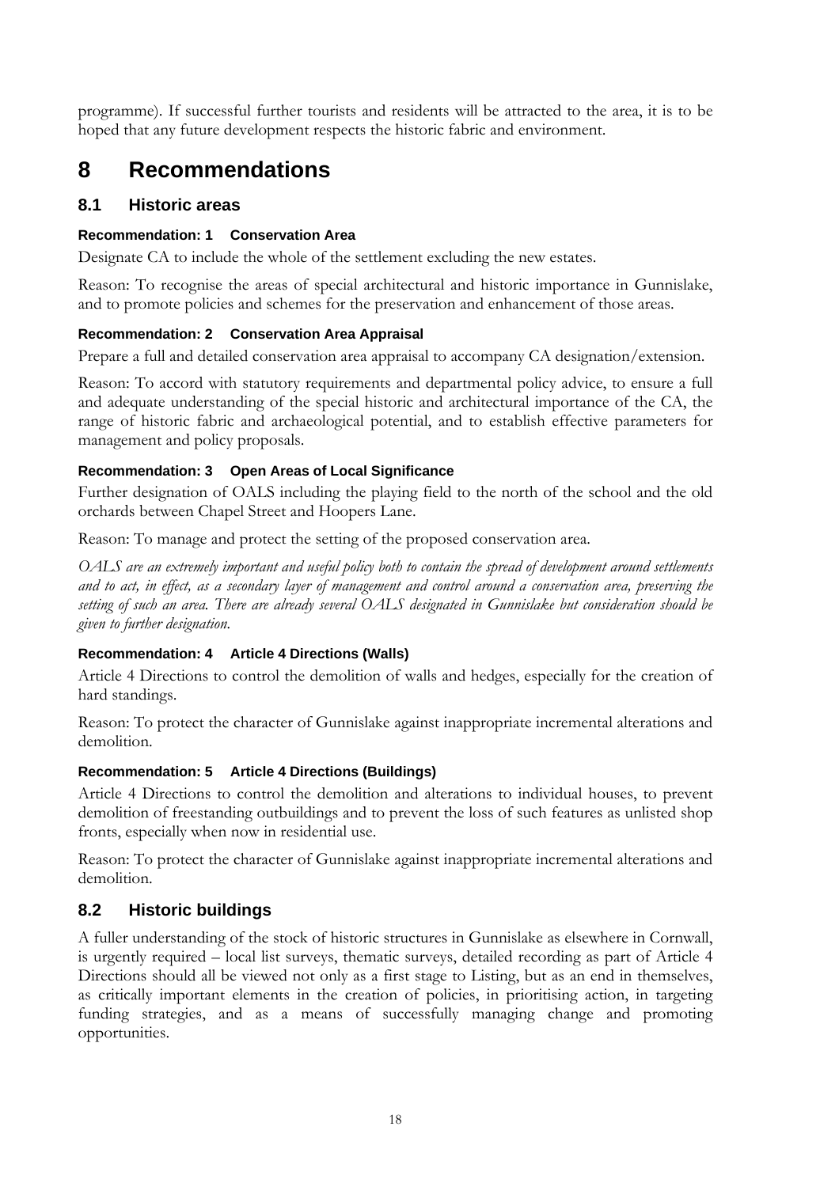programme). If successful further tourists and residents will be attracted to the area, it is to be hoped that any future development respects the historic fabric and environment.

# 8 Recommendations

## 8.1 Historic areas

#### Recommendation: 1 Conservation Area

Designate CA to include the whole of the settlement excluding the new estates.

Reason: To recognise the areas of special architectural and historic importance in Gunnislake, and to promote policies and schemes for the preservation and enhancement of those areas.

#### Recommendation: 2 Conservation Area Appraisal

Prepare a full and detailed conservation area appraisal to accompany CA designation/extension.

Reason: To accord with statutory requirements and departmental policy advice, to ensure a full and adequate understanding of the special historic and architectural importance of the CA, the range of historic fabric and archaeological potential, and to establish effective parameters for management and policy proposals.

#### Recommendation: 3 Open Areas of Local Significance

Further designation of OALS including the playing field to the north of the school and the old orchards between Chapel Street and Hoopers Lane.

Reason: To manage and protect the setting of the proposed conservation area.

*OALS are an extremely important and useful policy both to contain the spread of development around settlements and to act, in effect, as a secondary layer of management and control around a conservation area, preserving the setting of such an area. There are already several OALS designated in Gunnislake but consideration should be given to further designation.*

#### Recommendation: 4 Article 4 Directions (Walls)

Article 4 Directions to control the demolition of walls and hedges, especially for the creation of hard standings.

Reason: To protect the character of Gunnislake against inappropriate incremental alterations and demolition.

#### Recommendation: 5 Article 4 Directions (Buildings)

Article 4 Directions to control the demolition and alterations to individual houses, to prevent demolition of freestanding outbuildings and to prevent the loss of such features as unlisted shop fronts, especially when now in residential use.

Reason: To protect the character of Gunnislake against inappropriate incremental alterations and demolition.

## 8.2 Historic buildings

A fuller understanding of the stock of historic structures in Gunnislake as elsewhere in Cornwall, is urgently required – local list surveys, thematic surveys, detailed recording as part of Article 4 Directions should all be viewed not only as a first stage to Listing, but as an end in themselves, as critically important elements in the creation of policies, in prioritising action, in targeting funding strategies, and as a means of successfully managing change and promoting opportunities.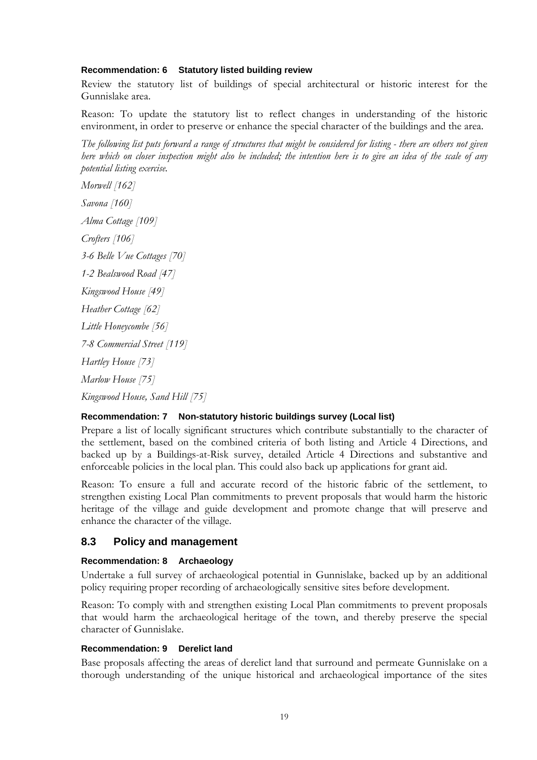**Recommendation: 6 Statutory listed building review**

Review the statutory list of buildings of special architectural or historic interest for the Gunnislake area.

Reason: To update the statutory list to reflect changes in understanding of the historic environment, in order to preserve or enhance the special character of the buildings and the area.

*The following list puts forward a range of structures that might be considered for listing - there are others not given here which on closer inspection might also be included; the intention here is to give an idea of the scale of any potential listing exercise.*

*Morwell [162]*

*Savona [160]*

*Alma Cottage [109]*

*Crofters [106]*

*3-6 Belle Vue Cottages [70]*

*1-2 Bealswood Road [47]*

*Kingswood House [49]*

*Heather Cottage [62]*

*Little Honeycombe [56]*

*7-8 Commercial Street [119]*

*Hartley House [73]*

*Marlow House [75]*

*Kingswood House, Sand Hill [75]*

**Recommendation: 7 Non-statutory historic buildings survey (Local list)**

Prepare a list of locally significant structures which contribute substantially to the character of the settlement, based on the combined criteria of both listing and Article 4 Directions, and backed up by a Buildings-at-Risk survey, detailed Article 4 Directions and substantive and enforceable policies in the local plan. This could also back up applications for grant aid.

Reason: To ensure a full and accurate record of the historic fabric of the settlement, to strengthen existing Local Plan commitments to prevent proposals that would harm the historic heritage of the village and guide development and promote change that will preserve and enhance the character of the village.

## 8.3 Policy and management

**Recommendation: 8 Archaeology**

Undertake a full survey of archaeological potential in Gunnislake, backed up by an additional policy requiring proper recording of archaeologically sensitive sites before development.

Reason: To comply with and strengthen existing Local Plan commitments to prevent proposals that would harm the archaeological heritage of the town, and thereby preserve the special character of Gunnislake.

**Recommendation: 9 Derelict land**

Base proposals affecting the areas of derelict land that surround and permeate Gunnislake on a thorough understanding of the unique historical and archaeological importance of the sites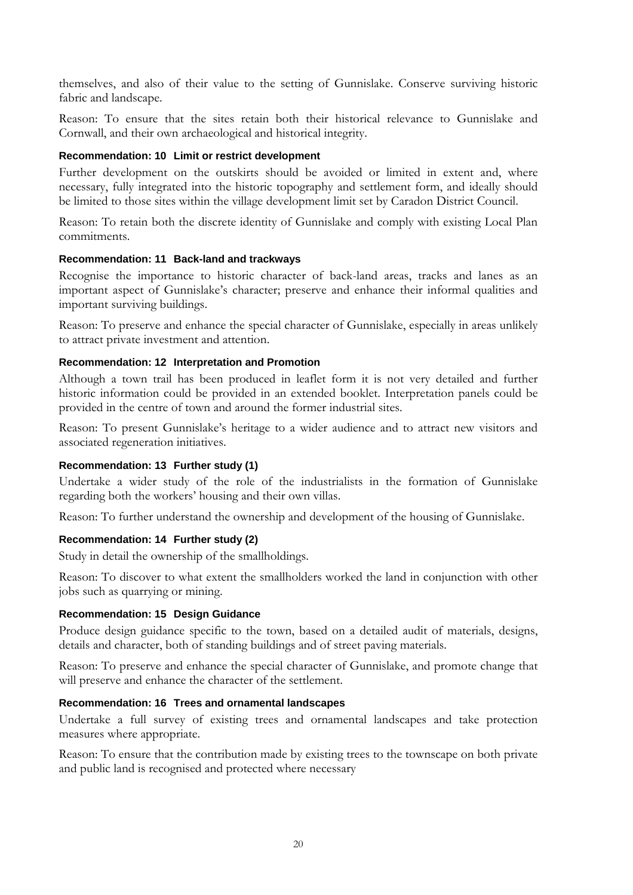themselves, and also of their value to the setting of Gunnislake. Conserve surviving historic fabric and landscape.

Reason: To ensure that the sites retain both their historical relevance to Gunnislake and Cornwall, and their own archaeological and historical integrity.

#### Recommendation: 10 Limit or restrict development

Further development on the outskirts should be avoided or limited in extent and, where necessary, fully integrated into the historic topography and settlement form, and ideally should be limited to those sites within the village development limit set by Caradon District Council.

Reason: To retain both the discrete identity of Gunnislake and comply with existing Local Plan commitments.

#### Recommendation: 11 Back-land and trackways

Recognise the importance to historic character of back-land areas, tracks and lanes as an important aspect of Gunnislake's character; preserve and enhance their informal qualities and important surviving buildings.

Reason: To preserve and enhance the special character of Gunnislake, especially in areas unlikely to attract private investment and attention.

#### Recommendation: 12 Interpretation and Promotion

Although a town trail has been produced in leaflet form it is not very detailed and further historic information could be provided in an extended booklet. Interpretation panels could be provided in the centre of town and around the former industrial sites.

Reason: To present Gunnislake's heritage to a wider audience and to attract new visitors and associated regeneration initiatives.

#### Recommendation: 13 Further study (1)

Undertake a wider study of the role of the industrialists in the formation of Gunnislake regarding both the workers' housing and their own villas.

Reason: To further understand the ownership and development of the housing of Gunnislake.

#### Recommendation: 14 Further study (2)

Study in detail the ownership of the smallholdings.

Reason: To discover to what extent the smallholders worked the land in conjunction with other jobs such as quarrying or mining.

#### Recommendation: 15 Design Guidance

Produce design guidance specific to the town, based on a detailed audit of materials, designs, details and character, both of standing buildings and of street paving materials.

Reason: To preserve and enhance the special character of Gunnislake, and promote change that will preserve and enhance the character of the settlement.

#### Recommendation: 16 Trees and ornamental landscapes

Undertake a full survey of existing trees and ornamental landscapes and take protection measures where appropriate.

Reason: To ensure that the contribution made by existing trees to the townscape on both private and public land is recognised and protected where necessary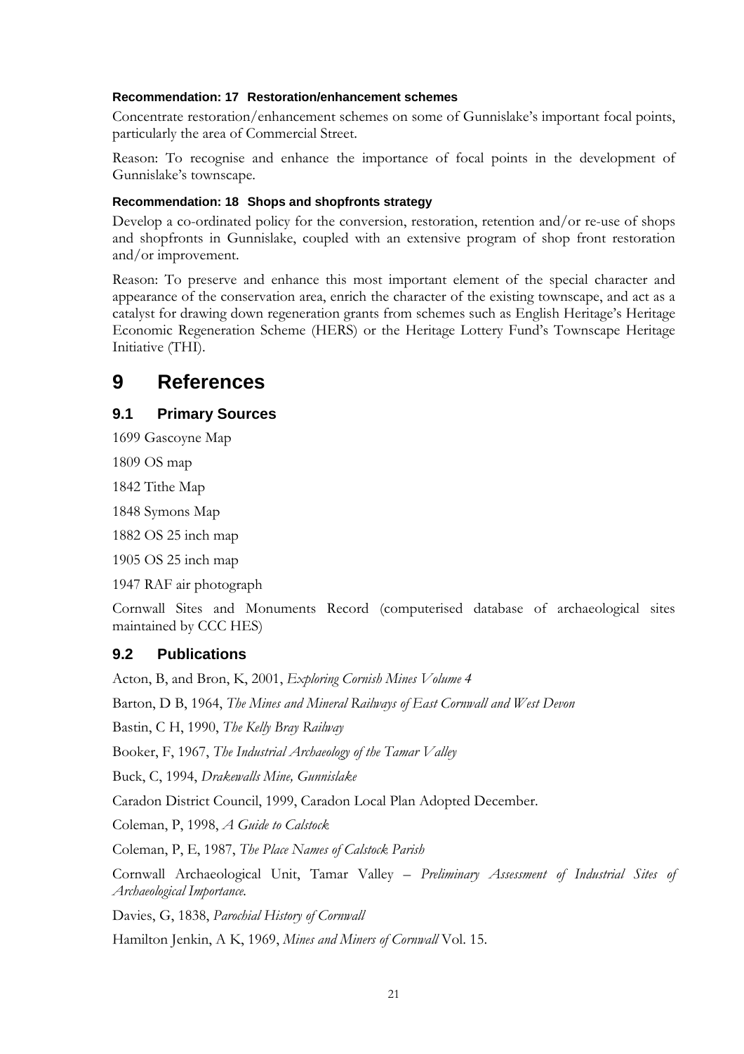#### Recommendation: 17 Restoration/enhancement schemes

Concentrate restoration/enhancement schemes on some of Gunnislake's important focal points, particularly the area of Commercial Street.

Reason: To recognise and enhance the importance of focal points in the development of Gunnislake's townscape.

#### Recommendation: 18 Shops and shopfronts strategy

Develop a co-ordinated policy for the conversion, restoration, retention and/or re-use of shops and shopfronts in Gunnislake, coupled with an extensive program of shop front restoration and/or improvement.

Reason: To preserve and enhance this most important element of the special character and appearance of the conservation area, enrich the character of the existing townscape, and act as a catalyst for drawing down regeneration grants from schemes such as English Heritage's Heritage Economic Regeneration Scheme (HERS) or the Heritage Lottery Fund's Townscape Heritage Initiative (THI).

# 9 References

## 9.1 Primary Sources

1699 Gascoyne Map

1809 OS map

1842 Tithe Map

1848 Symons Map

1882 OS 25 inch map

1905 OS 25 inch map

1947 RAF air photograph

Cornwall Sites and Monuments Record (computerised database of archaeological sites maintained by CCC HES)

## 9.2 Publications

Acton, B, and Bron, K, 2001, *Exploring Cornish Mines Volume 4*

Barton, D B, 1964, *The Mines and Mineral Railways of East Cornwall and West Devon*

Bastin, C H, 1990, *The Kelly Bray Railway*

Booker, F, 1967, *The Industrial Archaeology of the Tamar Valley*

Buck, C, 1994, *Drakewalls Mine, Gunnislake*

Caradon District Council, 1999, Caradon Local Plan Adopted December.

Coleman, P, 1998, *A Guide to Calstock*

Coleman, P, E, 1987, *The Place Names of Calstock Parish*

Cornwall Archaeological Unit, Tamar Valley – *Preliminary Assessment of Industrial Sites of Archaeological Importance.*

Davies, G, 1838, *Parochial History of Cornwall*

Hamilton Jenkin, A K, 1969, *Mines and Miners of Cornwall* Vol. 15.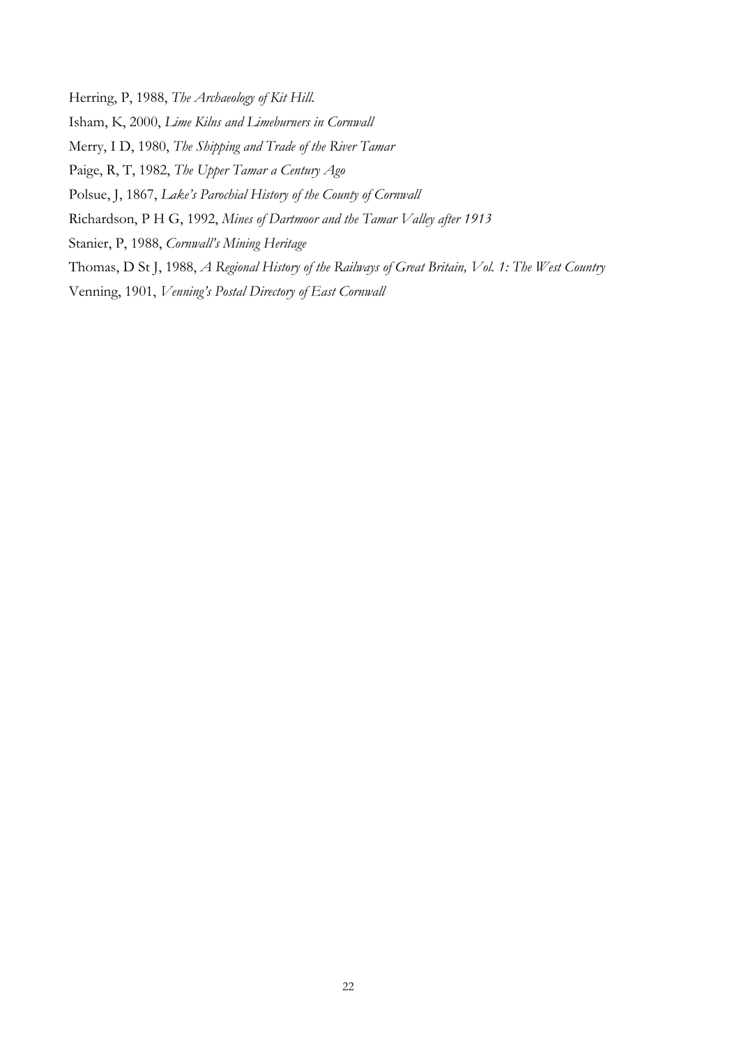Herring, P, 1988, *The Archaeology of Kit Hill.*

Isham, K, 2000, *Lime Kilns and Limeburners in Cornwall*

Merry, I D, 1980, *The Shipping and Trade of the River Tamar*

Paige, R, T, 1982, *The Upper Tamar a Century Ago*

Polsue, J, 1867, *Lake's Parochial History of the County of Cornwall*

Richardson, P H G, 1992, *Mines of Dartmoor and the Tamar Valley after 1913*

Stanier, P, 1988, *Cornwall's Mining Heritage*

Thomas, D St J, 1988, *A Regional History of the Railways of Great Britain, Vol. 1: The West Country*

Venning, 1901, *Venning's Postal Directory of East Cornwall*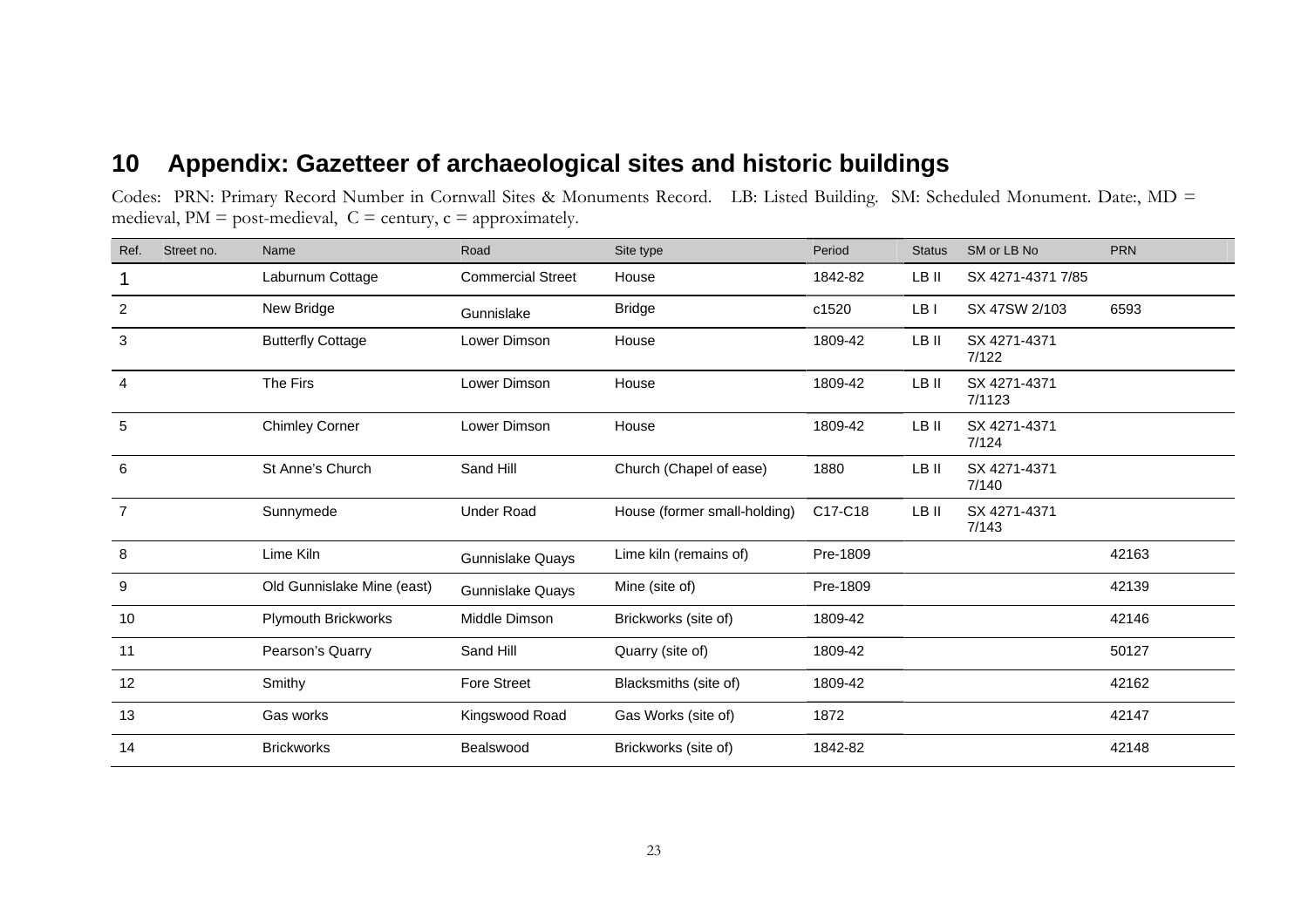# 10 Appendix: Gazetteer of archaeological sites and historic buildings

Codes: PRN: Primary Record Number in Cornwall Sites & Monuments Record. LB: Listed Building. SM: Scheduled Monument. Date:, MD = medieval, PM = post-medieval, C = century, c = approximately.

| Ref. | Street no. | Name | Road | Site type | Period | Status | SM or LB No | PRN |
|---|---|---|---|---|---|---|---|---|
| 1 | | Laburnum Cottage | Commercial Street | House | 1842-82 | LB II | SX 4271-4371 7/85 | |
| 2 | | New Bridge | Gunnislake | Bridge | c1520 | LB I | SX 47SW 2/103 | 6593 |
| 3 | | Butterfly Cottage | Lower Dimson | House | 1809-42 | LB II | SX 4271-4371 7/122 | |
| 4 | | The Firs | Lower Dimson | House | 1809-42 | LB II | SX 4271-4371 7/1123 | |
| 5 | | Chimley Corner | Lower Dimson | House | 1809-42 | LB II | SX 4271-4371 7/124 | |
| 6 | | St Anne's Church | Sand Hill | Church (Chapel of ease) | 1880 | LB II | SX 4271-4371 7/140 | |
| 7 | | Sunnymede | Under Road | House (former small-holding) | C17-C18 | LB II | SX 4271-4371 7/143 | |
| 8 | | Lime Kiln | Gunnislake Quays | Lime kiln (remains of) | Pre-1809 | | | 42163 |
| 9 | | Old Gunnislake Mine (east) | Gunnislake Quays | Mine (site of) | Pre-1809 | | | 42139 |
| 10 | | Plymouth Brickworks | Middle Dimson | Brickworks (site of) | 1809-42 | | | 42146 |
| 11 | | Pearson's Quarry | Sand Hill | Quarry (site of) | 1809-42 | | | 50127 |
| 12 | | Smithy | Fore Street | Blacksmiths (site of) | 1809-42 | | | 42162 |
| 13 | | Gas works | Kingswood Road | Gas Works (site of) | 1872 | | | 42147 |
| 14 | | Brickworks | Bealswood | Brickworks (site of) | 1842-82 | | | 42148 |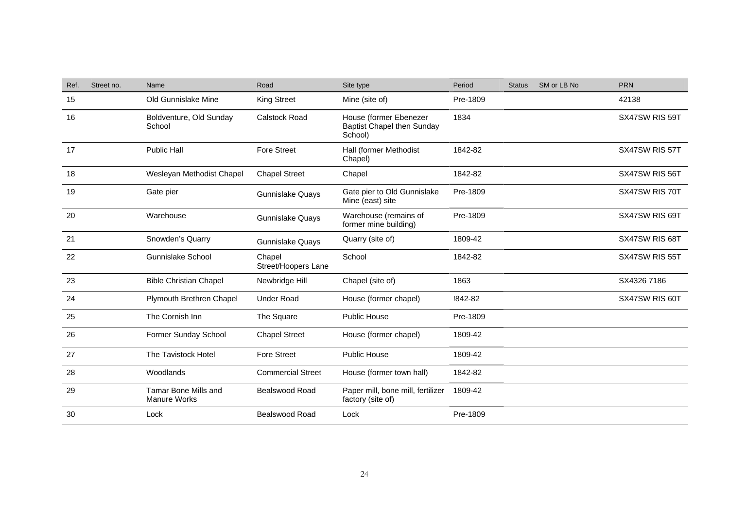| Ref. | Street no. | Name | Road | Site type | Period | Status | SM or LB No | PRN |
|---|---|---|---|---|---|---|---|---|
| 15 | | Old Gunnislake Mine | King Street | Mine (site of) | Pre-1809 | | | 42138 |
| 16 | | Boldventure, Old Sunday School | Calstock Road | House (former Ebenezer Baptist Chapel then Sunday School) | 1834 | | | SX47SW RIS 59T |
| 17 | | Public Hall | Fore Street | Hall (former Methodist Chapel) | 1842-82 | | | SX47SW RIS 57T |
| 18 | | Wesleyan Methodist Chapel | Chapel Street | Chapel | 1842-82 | | | SX47SW RIS 56T |
| 19 | | Gate pier | Gunnislake Quays | Gate pier to Old Gunnislake Mine (east) site | Pre-1809 | | | SX47SW RIS 70T |
| 20 | | Warehouse | Gunnislake Quays | Warehouse (remains of former mine building) | Pre-1809 | | | SX47SW RIS 69T |
| 21 | | Snowden's Quarry | Gunnislake Quays | Quarry (site of) | 1809-42 | | | SX47SW RIS 68T |
| 22 | | Gunnislake School | Chapel Street/Hoopers Lane | School | 1842-82 | | | SX47SW RIS 55T |
| 23 | | Bible Christian Chapel | Newbridge Hill | Chapel (site of) | 1863 | | | SX4326 7186 |
| 24 | | Plymouth Brethren Chapel | Under Road | House (former chapel) | !842-82 | | | SX47SW RIS 60T |
| 25 | | The Cornish Inn | The Square | Public House | Pre-1809 | | | |
| 26 | | Former Sunday School | Chapel Street | House (former chapel) | 1809-42 | | | |
| 27 | | The Tavistock Hotel | Fore Street | Public House | 1809-42 | | | |
| 28 | | Woodlands | Commercial Street | House (former town hall) | 1842-82 | | | |
| 29 | | Tamar Bone Mills and Manure Works | Bealswood Road | Paper mill, bone mill, fertilizer factory (site of) | 1809-42 | | | |
| 30 | | Lock | Bealswood Road | Lock | Pre-1809 | | | |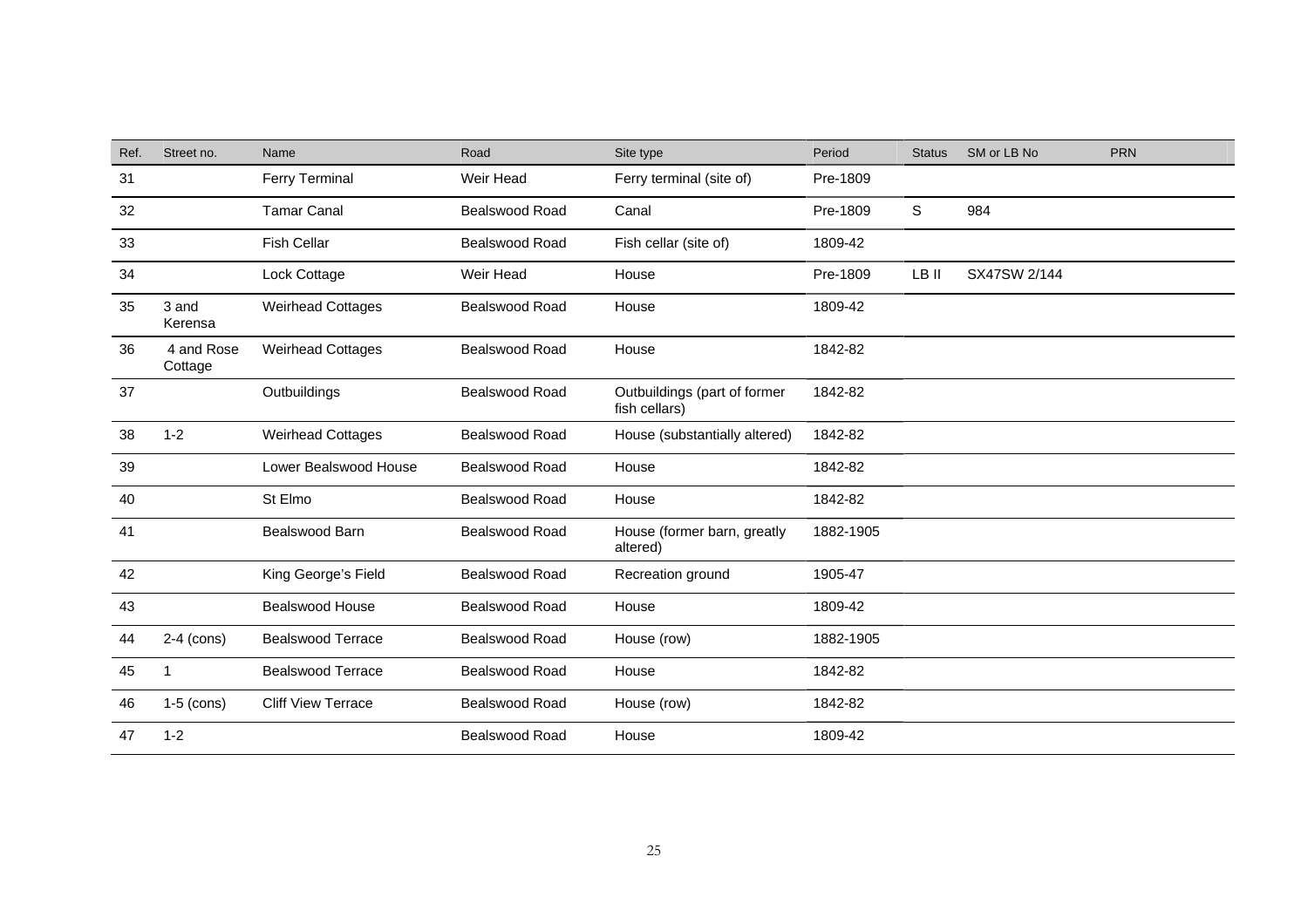| Ref. | Street no. | Name | Road | Site type | Period | Status | SM or LB No | PRN |
|---|---|---|---|---|---|---|---|---|
| 31 | | Ferry Terminal | Weir Head | Ferry terminal (site of) | Pre-1809 | | | |
| 32 | | Tamar Canal | Bealswood Road | Canal | Pre-1809 | S | 984 | |
| 33 | | Fish Cellar | Bealswood Road | Fish cellar (site of) | 1809-42 | | | |
| 34 | | Lock Cottage | Weir Head | House | Pre-1809 | LB II | SX47SW 2/144 | |
| 35 | 3 and Kerensa | Weirhead Cottages | Bealswood Road | House | 1809-42 | | | |
| 36 | 4 and Rose Cottage | Weirhead Cottages | Bealswood Road | House | 1842-82 | | | |
| 37 | | Outbuildings | Bealswood Road | Outbuildings (part of former fish cellars) | 1842-82 | | | |
| 38 | 1-2 | Weirhead Cottages | Bealswood Road | House (substantially altered) | 1842-82 | | | |
| 39 | | Lower Bealswood House | Bealswood Road | House | 1842-82 | | | |
| 40 | | St Elmo | Bealswood Road | House | 1842-82 | | | |
| 41 | | Bealswood Barn | Bealswood Road | House (former barn, greatly altered) | 1882-1905 | | | |
| 42 | | King George's Field | Bealswood Road | Recreation ground | 1905-47 | | | |
| 43 | | Bealswood House | Bealswood Road | House | 1809-42 | | | |
| 44 | 2-4 (cons) | Bealswood Terrace | Bealswood Road | House (row) | 1882-1905 | | | |
| 45 | 1 | Bealswood Terrace | Bealswood Road | House | 1842-82 | | | |
| 46 | 1-5 (cons) | Cliff View Terrace | Bealswood Road | House (row) | 1842-82 | | | |
| 47 | 1-2 | | Bealswood Road | House | 1809-42 | | | |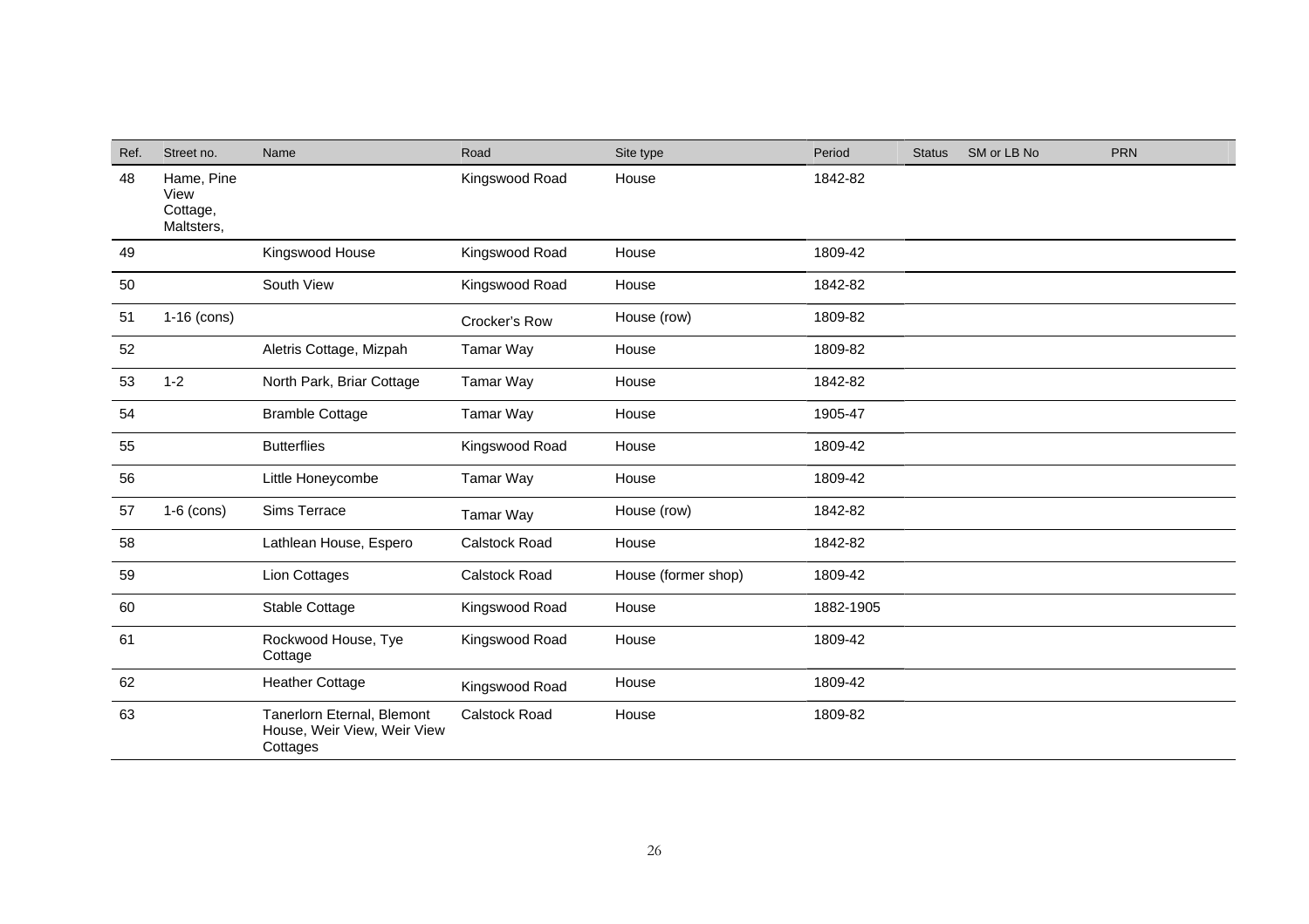| Ref. | Street no. | Name | Road | Site type | Period | Status | SM or LB No | PRN |
|---|---|---|---|---|---|---|---|---|
| 48 | Hame, Pine View Cottage, Maltsters, | | Kingswood Road | House | 1842-82 | | | |
| 49 | | Kingswood House | Kingswood Road | House | 1809-42 | | | |
| 50 | | South View | Kingswood Road | House | 1842-82 | | | |
| 51 | 1-16 (cons) | | Crocker's Row | House (row) | 1809-82 | | | |
| 52 | | Aletris Cottage, Mizpah | Tamar Way | House | 1809-82 | | | |
| 53 | 1-2 | North Park, Briar Cottage | Tamar Way | House | 1842-82 | | | |
| 54 | | Bramble Cottage | Tamar Way | House | 1905-47 | | | |
| 55 | | Butterflies | Kingswood Road | House | 1809-42 | | | |
| 56 | | Little Honeycombe | Tamar Way | House | 1809-42 | | | |
| 57 | 1-6 (cons) | Sims Terrace | Tamar Way | House (row) | 1842-82 | | | |
| 58 | | Lathlean House, Espero | Calstock Road | House | 1842-82 | | | |
| 59 | | Lion Cottages | Calstock Road | House (former shop) | 1809-42 | | | |
| 60 | | Stable Cottage | Kingswood Road | House | 1882-1905 | | | |
| 61 | | Rockwood House, Tye Cottage | Kingswood Road | House | 1809-42 | | | |
| 62 | | Heather Cottage | Kingswood Road | House | 1809-42 | | | |
| 63 | | Tanerlorn Eternal, Blemont House, Weir View, Weir View Cottages | Calstock Road | House | 1809-82 | | | |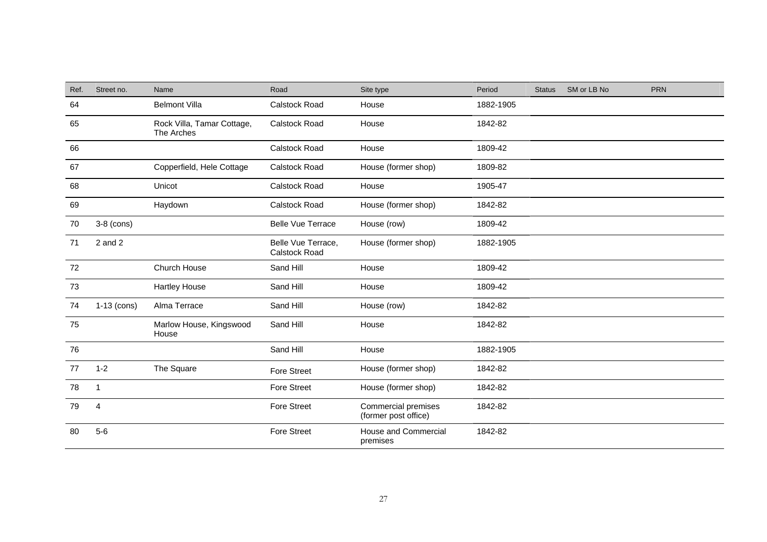| Ref. | Street no. | Name | Road | Site type | Period | Status | SM or LB No | PRN |
|---|---|---|---|---|---|---|---|---|
| 64 | | Belmont Villa | Calstock Road | House | 1882-1905 | | | |
| 65 | | Rock Villa, Tamar Cottage, The Arches | Calstock Road | House | 1842-82 | | | |
| 66 | | | Calstock Road | House | 1809-42 | | | |
| 67 | | Copperfield, Hele Cottage | Calstock Road | House (former shop) | 1809-82 | | | |
| 68 | | Unicot | Calstock Road | House | 1905-47 | | | |
| 69 | | Haydown | Calstock Road | House (former shop) | 1842-82 | | | |
| 70 | 3-8 (cons) | | Belle Vue Terrace | House (row) | 1809-42 | | | |
| 71 | 2 and 2 | | Belle Vue Terrace, Calstock Road | House (former shop) | 1882-1905 | | | |
| 72 | | Church House | Sand Hill | House | 1809-42 | | | |
| 73 | | Hartley House | Sand Hill | House | 1809-42 | | | |
| 74 | 1-13 (cons) | Alma Terrace | Sand Hill | House (row) | 1842-82 | | | |
| 75 | | Marlow House, Kingswood House | Sand Hill | House | 1842-82 | | | |
| 76 | | | Sand Hill | House | 1882-1905 | | | |
| 77 | 1-2 | The Square | Fore Street | House (former shop) | 1842-82 | | | |
| 78 | 1 | | Fore Street | House (former shop) | 1842-82 | | | |
| 79 | 4 | | Fore Street | Commercial premises (former post office) | 1842-82 | | | |
| 80 | 5-6 | | Fore Street | House and Commercial premises | 1842-82 | | | |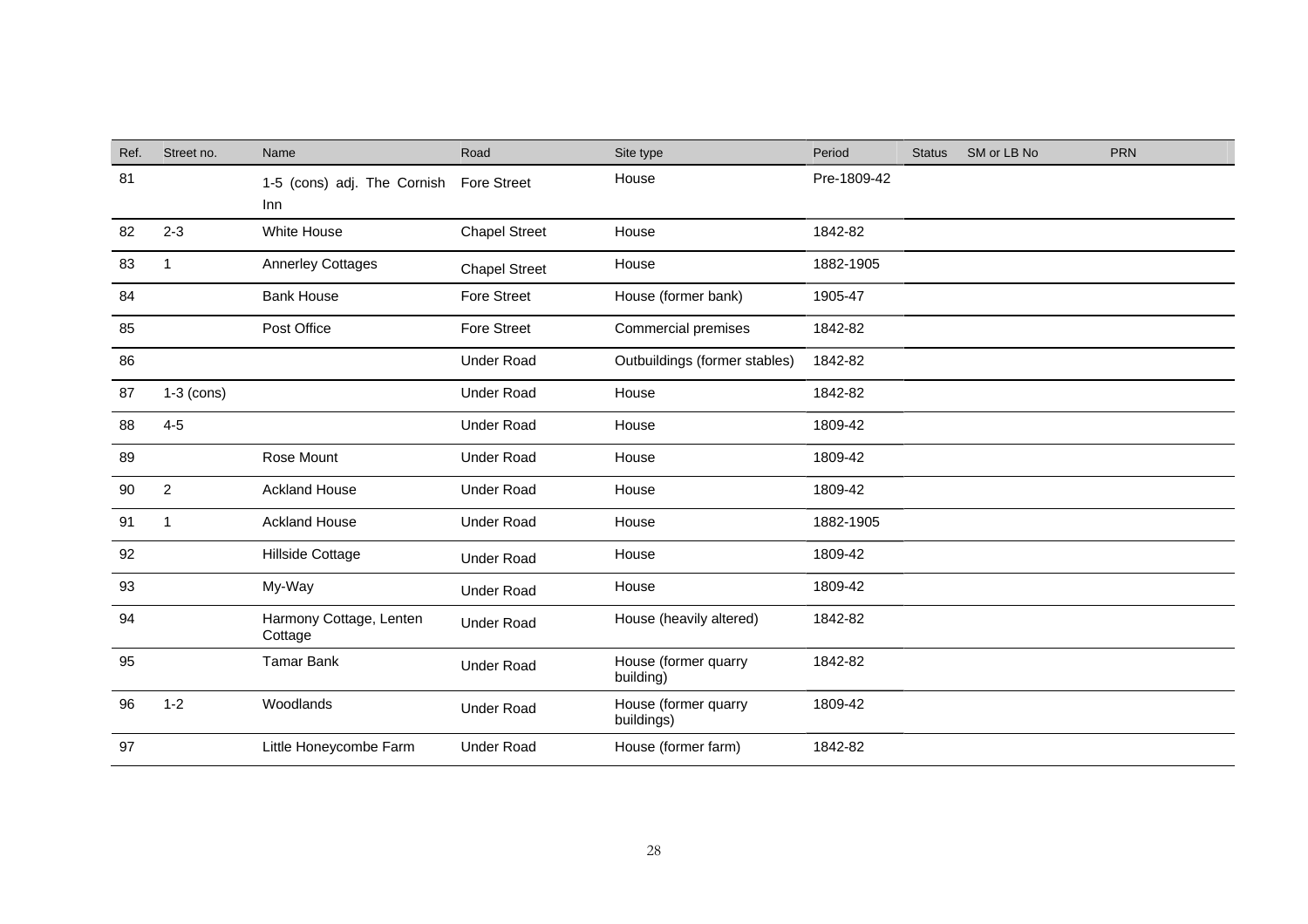| Ref. | Street no. | Name | Road | Site type | Period | Status | SM or LB No | PRN |
|---|---|---|---|---|---|---|---|---|
| 81 | | 1-5 (cons) adj. The Cornish Inn | Fore Street | House | Pre-1809-42 | | | |
| 82 | 2-3 | White House | Chapel Street | House | 1842-82 | | | |
| 83 | 1 | Annerley Cottages | Chapel Street | House | 1882-1905 | | | |
| 84 | | Bank House | Fore Street | House (former bank) | 1905-47 | | | |
| 85 | | Post Office | Fore Street | Commercial premises | 1842-82 | | | |
| 86 | | | Under Road | Outbuildings (former stables) | 1842-82 | | | |
| 87 | 1-3 (cons) | | Under Road | House | 1842-82 | | | |
| 88 | 4-5 | | Under Road | House | 1809-42 | | | |
| 89 | | Rose Mount | Under Road | House | 1809-42 | | | |
| 90 | 2 | Ackland House | Under Road | House | 1809-42 | | | |
| 91 | 1 | Ackland House | Under Road | House | 1882-1905 | | | |
| 92 | | Hillside Cottage | Under Road | House | 1809-42 | | | |
| 93 | | My-Way | Under Road | House | 1809-42 | | | |
| 94 | | Harmony Cottage, Lenten Cottage | Under Road | House (heavily altered) | 1842-82 | | | |
| 95 | | Tamar Bank | Under Road | House (former quarry building) | 1842-82 | | | |
| 96 | 1-2 | Woodlands | Under Road | House (former quarry buildings) | 1809-42 | | | |
| 97 | | Little Honeycombe Farm | Under Road | House (former farm) | 1842-82 | | | |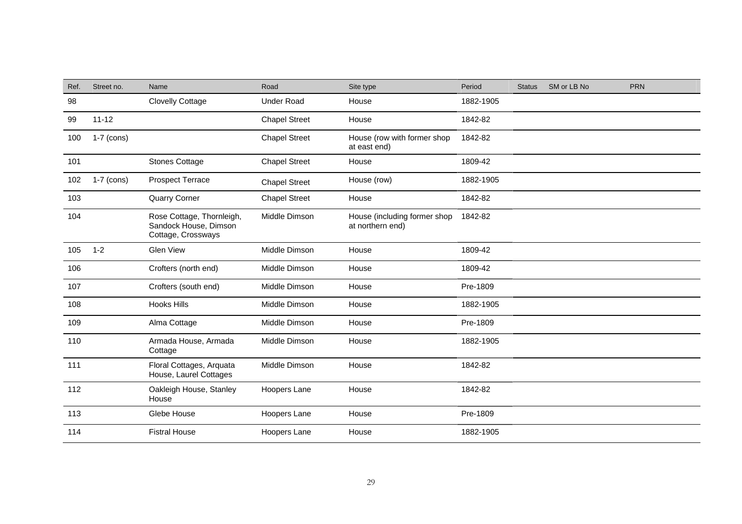| Ref. | Street no. | Name | Road | Site type | Period | Status | SM or LB No | PRN |
|---|---|---|---|---|---|---|---|---|
| 98 | | Clovelly Cottage | Under Road | House | 1882-1905 | | | |
| 99 | 11-12 | | Chapel Street | House | 1842-82 | | | |
| 100 | 1-7 (cons) | | Chapel Street | House (row with former shop at east end) | 1842-82 | | | |
| 101 | | Stones Cottage | Chapel Street | House | 1809-42 | | | |
| 102 | 1-7 (cons) | Prospect Terrace | Chapel Street | House (row) | 1882-1905 | | | |
| 103 | | Quarry Corner | Chapel Street | House | 1842-82 | | | |
| 104 | | Rose Cottage, Thornleigh, Sandock House, Dimson Cottage, Crossways | Middle Dimson | House (including former shop at northern end) | 1842-82 | | | |
| 105 | 1-2 | Glen View | Middle Dimson | House | 1809-42 | | | |
| 106 | | Crofters (north end) | Middle Dimson | House | 1809-42 | | | |
| 107 | | Crofters (south end) | Middle Dimson | House | Pre-1809 | | | |
| 108 | | Hooks Hills | Middle Dimson | House | 1882-1905 | | | |
| 109 | | Alma Cottage | Middle Dimson | House | Pre-1809 | | | |
| 110 | | Armada House, Armada Cottage | Middle Dimson | House | 1882-1905 | | | |
| 111 | | Floral Cottages, Arquata House, Laurel Cottages | Middle Dimson | House | 1842-82 | | | |
| 112 | | Oakleigh House, Stanley House | Hoopers Lane | House | 1842-82 | | | |
| 113 | | Glebe House | Hoopers Lane | House | Pre-1809 | | | |
| 114 | | Fistral House | Hoopers Lane | House | 1882-1905 | | | |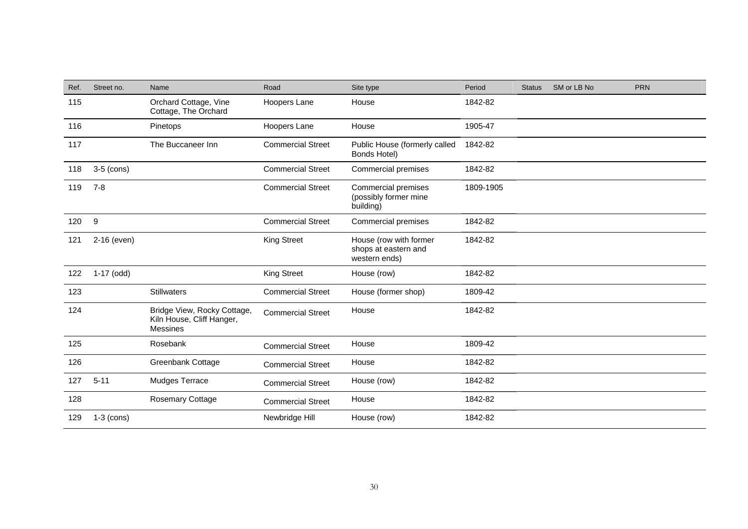| Ref. | Street no. | Name | Road | Site type | Period | Status | SM or LB No | PRN |
|---|---|---|---|---|---|---|---|---|
| 115 | | Orchard Cottage, Vine Cottage, The Orchard | Hoopers Lane | House | 1842-82 | | | |
| 116 | | Pinetops | Hoopers Lane | House | 1905-47 | | | |
| 117 | | The Buccaneer Inn | Commercial Street | Public House (formerly called Bonds Hotel) | 1842-82 | | | |
| 118 | 3-5 (cons) | | Commercial Street | Commercial premises | 1842-82 | | | |
| 119 | 7-8 | | Commercial Street | Commercial premises (possibly former mine building) | 1809-1905 | | | |
| 120 | 9 | | Commercial Street | Commercial premises | 1842-82 | | | |
| 121 | 2-16 (even) | | King Street | House (row with former shops at eastern and western ends) | 1842-82 | | | |
| 122 | 1-17 (odd) | | King Street | House (row) | 1842-82 | | | |
| 123 | | Stillwaters | Commercial Street | House (former shop) | 1809-42 | | | |
| 124 | | Bridge View, Rocky Cottage, Kiln House, Cliff Hanger, Messines | Commercial Street | House | 1842-82 | | | |
| 125 | | Rosebank | Commercial Street | House | 1809-42 | | | |
| 126 | | Greenbank Cottage | Commercial Street | House | 1842-82 | | | |
| 127 | 5-11 | Mudges Terrace | Commercial Street | House (row) | 1842-82 | | | |
| 128 | | Rosemary Cottage | Commercial Street | House | 1842-82 | | | |
| 129 | 1-3 (cons) | | Newbridge Hill | House (row) | 1842-82 | | | |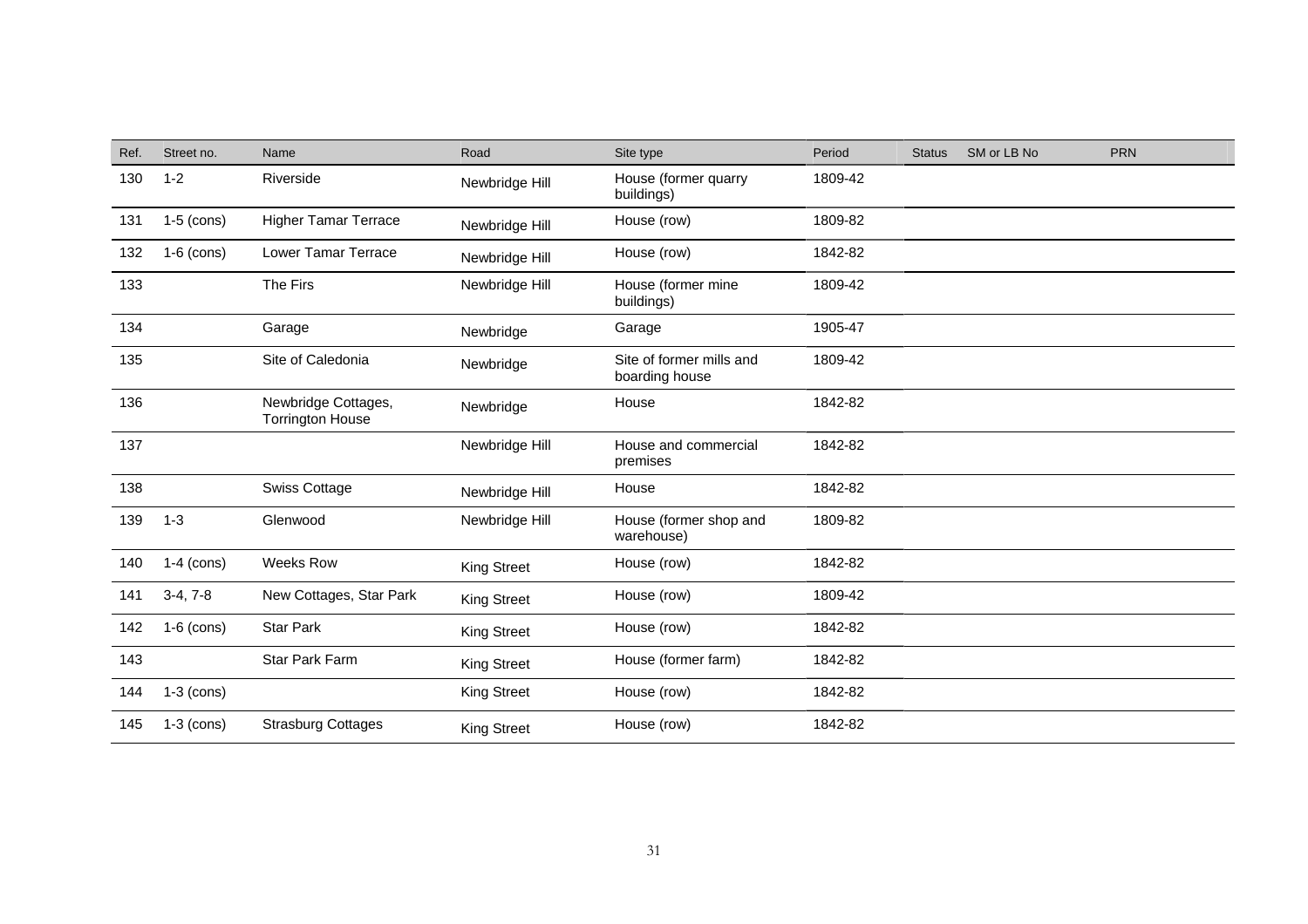| Ref. | Street no. | Name | Road | Site type | Period | Status | SM or LB No | PRN |
|---|---|---|---|---|---|---|---|---|
| 130 | 1-2 | Riverside | Newbridge Hill | House (former quarry buildings) | 1809-42 | | | |
| 131 | 1-5 (cons) | Higher Tamar Terrace | Newbridge Hill | House (row) | 1809-82 | | | |
| 132 | 1-6 (cons) | Lower Tamar Terrace | Newbridge Hill | House (row) | 1842-82 | | | |
| 133 | | The Firs | Newbridge Hill | House (former mine buildings) | 1809-42 | | | |
| 134 | | Garage | Newbridge | Garage | 1905-47 | | | |
| 135 | | Site of Caledonia | Newbridge | Site of former mills and boarding house | 1809-42 | | | |
| 136 | | Newbridge Cottages, Torrington House | Newbridge | House | 1842-82 | | | |
| 137 | | | Newbridge Hill | House and commercial premises | 1842-82 | | | |
| 138 | | Swiss Cottage | Newbridge Hill | House | 1842-82 | | | |
| 139 | 1-3 | Glenwood | Newbridge Hill | House (former shop and warehouse) | 1809-82 | | | |
| 140 | 1-4 (cons) | Weeks Row | King Street | House (row) | 1842-82 | | | |
| 141 | 3-4, 7-8 | New Cottages, Star Park | King Street | House (row) | 1809-42 | | | |
| 142 | 1-6 (cons) | Star Park | King Street | House (row) | 1842-82 | | | |
| 143 | | Star Park Farm | King Street | House (former farm) | 1842-82 | | | |
| 144 | 1-3 (cons) | | King Street | House (row) | 1842-82 | | | |
| 145 | 1-3 (cons) | Strasburg Cottages | King Street | House (row) | 1842-82 | | | |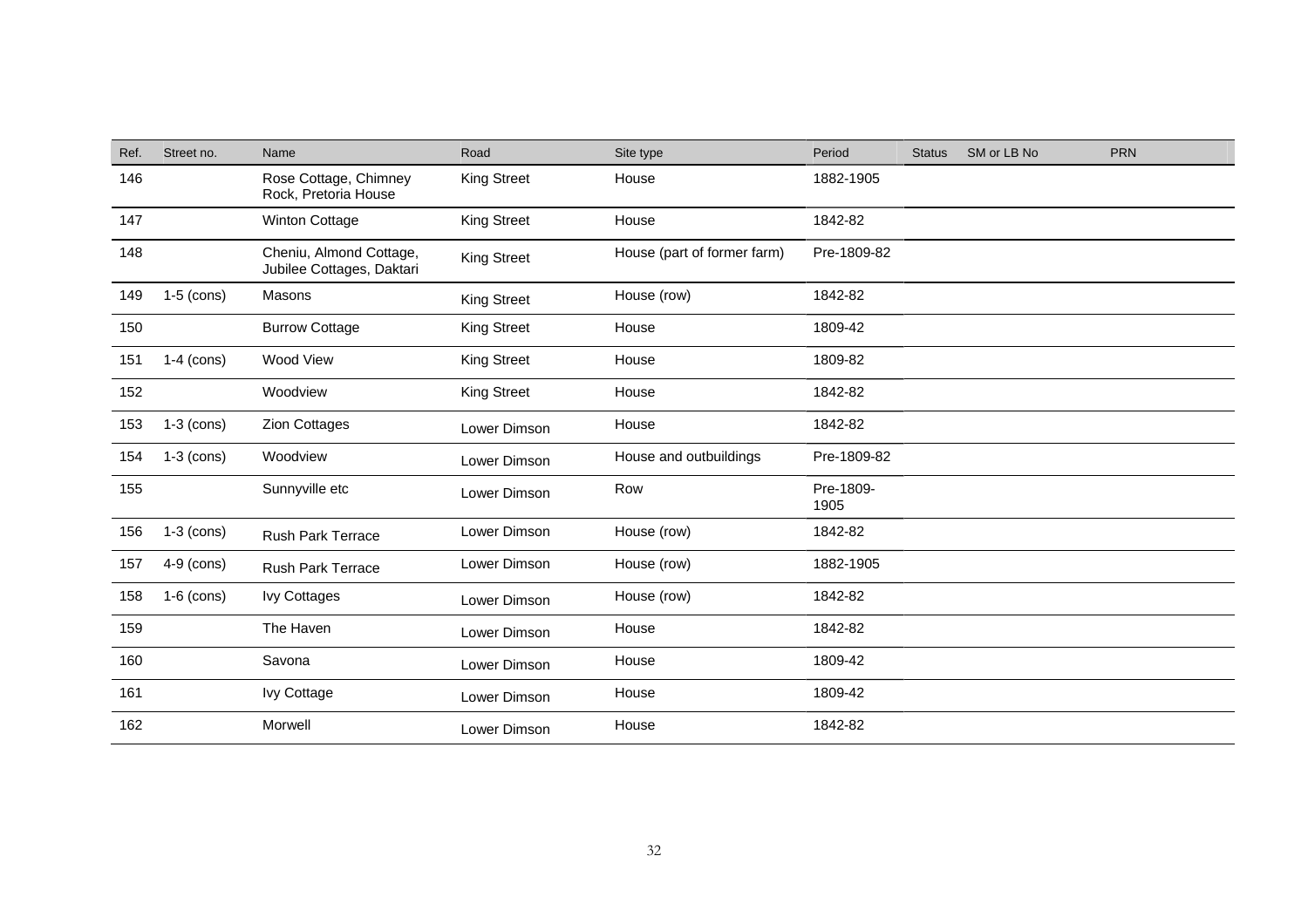| Ref. | Street no. | Name | Road | Site type | Period | Status | SM or LB No | PRN |
|---|---|---|---|---|---|---|---|---|
| 146 | | Rose Cottage, Chimney Rock, Pretoria House | King Street | House | 1882-1905 | | | |
| 147 | | Winton Cottage | King Street | House | 1842-82 | | | |
| 148 | | Cheniu, Almond Cottage, Jubilee Cottages, Daktari | King Street | House (part of former farm) | Pre-1809-82 | | | |
| 149 | 1-5 (cons) | Masons | King Street | House (row) | 1842-82 | | | |
| 150 | | Burrow Cottage | King Street | House | 1809-42 | | | |
| 151 | 1-4 (cons) | Wood View | King Street | House | 1809-82 | | | |
| 152 | | Woodview | King Street | House | 1842-82 | | | |
| 153 | 1-3 (cons) | Zion Cottages | Lower Dimson | House | 1842-82 | | | |
| 154 | 1-3 (cons) | Woodview | Lower Dimson | House and outbuildings | Pre-1809-82 | | | |
| 155 | | Sunnyville etc | Lower Dimson | Row | Pre-1809-1905 | | | |
| 156 | 1-3 (cons) | Rush Park Terrace | Lower Dimson | House (row) | 1842-82 | | | |
| 157 | 4-9 (cons) | Rush Park Terrace | Lower Dimson | House (row) | 1882-1905 | | | |
| 158 | 1-6 (cons) | Ivy Cottages | Lower Dimson | House (row) | 1842-82 | | | |
| 159 | | The Haven | Lower Dimson | House | 1842-82 | | | |
| 160 | | Savona | Lower Dimson | House | 1809-42 | | | |
| 161 | | Ivy Cottage | Lower Dimson | House | 1809-42 | | | |
| 162 | | Morwell | Lower Dimson | House | 1842-82 | | | |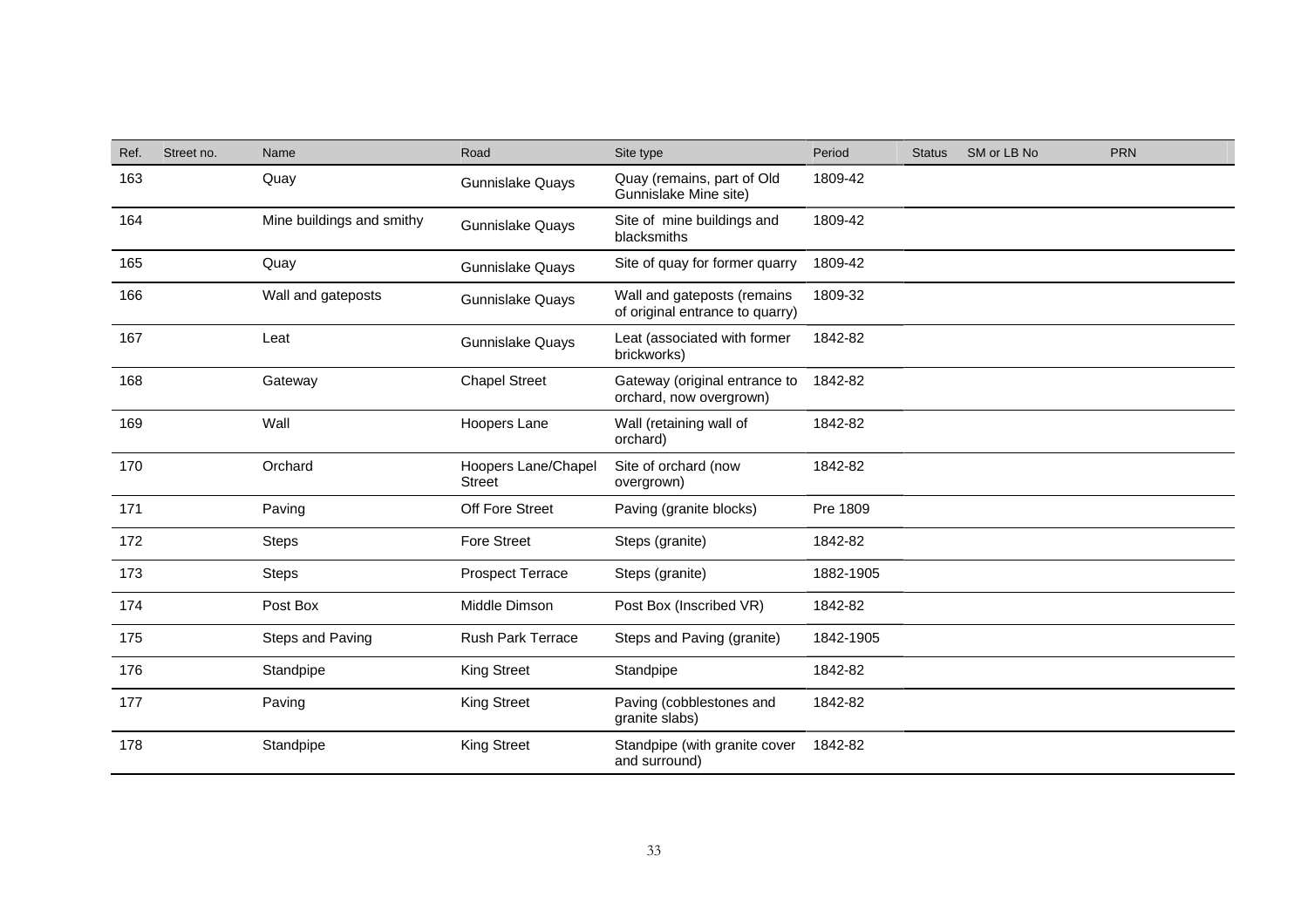| Ref. | Street no. | Name | Road | Site type | Period | Status | SM or LB No | PRN |
|---|---|---|---|---|---|---|---|---|
| 163 | | Quay | Gunnislake Quays | Quay (remains, part of Old Gunnislake Mine site) | 1809-42 | | | |
| 164 | | Mine buildings and smithy | Gunnislake Quays | Site of mine buildings and blacksmiths | 1809-42 | | | |
| 165 | | Quay | Gunnislake Quays | Site of quay for former quarry | 1809-42 | | | |
| 166 | | Wall and gateposts | Gunnislake Quays | Wall and gateposts (remains of original entrance to quarry) | 1809-32 | | | |
| 167 | | Leat | Gunnislake Quays | Leat (associated with former brickworks) | 1842-82 | | | |
| 168 | | Gateway | Chapel Street | Gateway (original entrance to orchard, now overgrown) | 1842-82 | | | |
| 169 | | Wall | Hoopers Lane | Wall (retaining wall of orchard) | 1842-82 | | | |
| 170 | | Orchard | Hoopers Lane/Chapel Street | Site of orchard (now overgrown) | 1842-82 | | | |
| 171 | | Paving | Off Fore Street | Paving (granite blocks) | Pre 1809 | | | |
| 172 | | Steps | Fore Street | Steps (granite) | 1842-82 | | | |
| 173 | | Steps | Prospect Terrace | Steps (granite) | 1882-1905 | | | |
| 174 | | Post Box | Middle Dimson | Post Box (Inscribed VR) | 1842-82 | | | |
| 175 | | Steps and Paving | Rush Park Terrace | Steps and Paving (granite) | 1842-1905 | | | |
| 176 | | Standpipe | King Street | Standpipe | 1842-82 | | | |
| 177 | | Paving | King Street | Paving (cobblestones and granite slabs) | 1842-82 | | | |
| 178 | | Standpipe | King Street | Standpipe (with granite cover and surround) | 1842-82 | | | |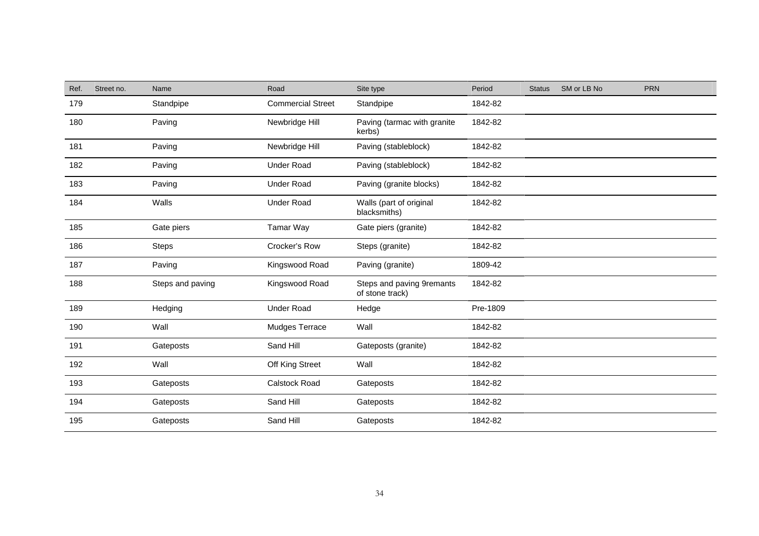| Ref. | Street no. | Name | Road | Site type | Period | Status | SM or LB No | PRN |
|---|---|---|---|---|---|---|---|---|
| 179 | | Standpipe | Commercial Street | Standpipe | 1842-82 | | | |
| 180 | | Paving | Newbridge Hill | Paving (tarmac with granite kerbs) | 1842-82 | | | |
| 181 | | Paving | Newbridge Hill | Paving (stableblock) | 1842-82 | | | |
| 182 | | Paving | Under Road | Paving (stableblock) | 1842-82 | | | |
| 183 | | Paving | Under Road | Paving (granite blocks) | 1842-82 | | | |
| 184 | | Walls | Under Road | Walls (part of original blacksmiths) | 1842-82 | | | |
| 185 | | Gate piers | Tamar Way | Gate piers (granite) | 1842-82 | | | |
| 186 | | Steps | Crocker's Row | Steps (granite) | 1842-82 | | | |
| 187 | | Paving | Kingswood Road | Paving (granite) | 1809-42 | | | |
| 188 | | Steps and paving | Kingswood Road | Steps and paving 9remants of stone track) | 1842-82 | | | |
| 189 | | Hedging | Under Road | Hedge | Pre-1809 | | | |
| 190 | | Wall | Mudges Terrace | Wall | 1842-82 | | | |
| 191 | | Gateposts | Sand Hill | Gateposts (granite) | 1842-82 | | | |
| 192 | | Wall | Off King Street | Wall | 1842-82 | | | |
| 193 | | Gateposts | Calstock Road | Gateposts | 1842-82 | | | |
| 194 | | Gateposts | Sand Hill | Gateposts | 1842-82 | | | |
| 195 | | Gateposts | Sand Hill | Gateposts | 1842-82 | | | |